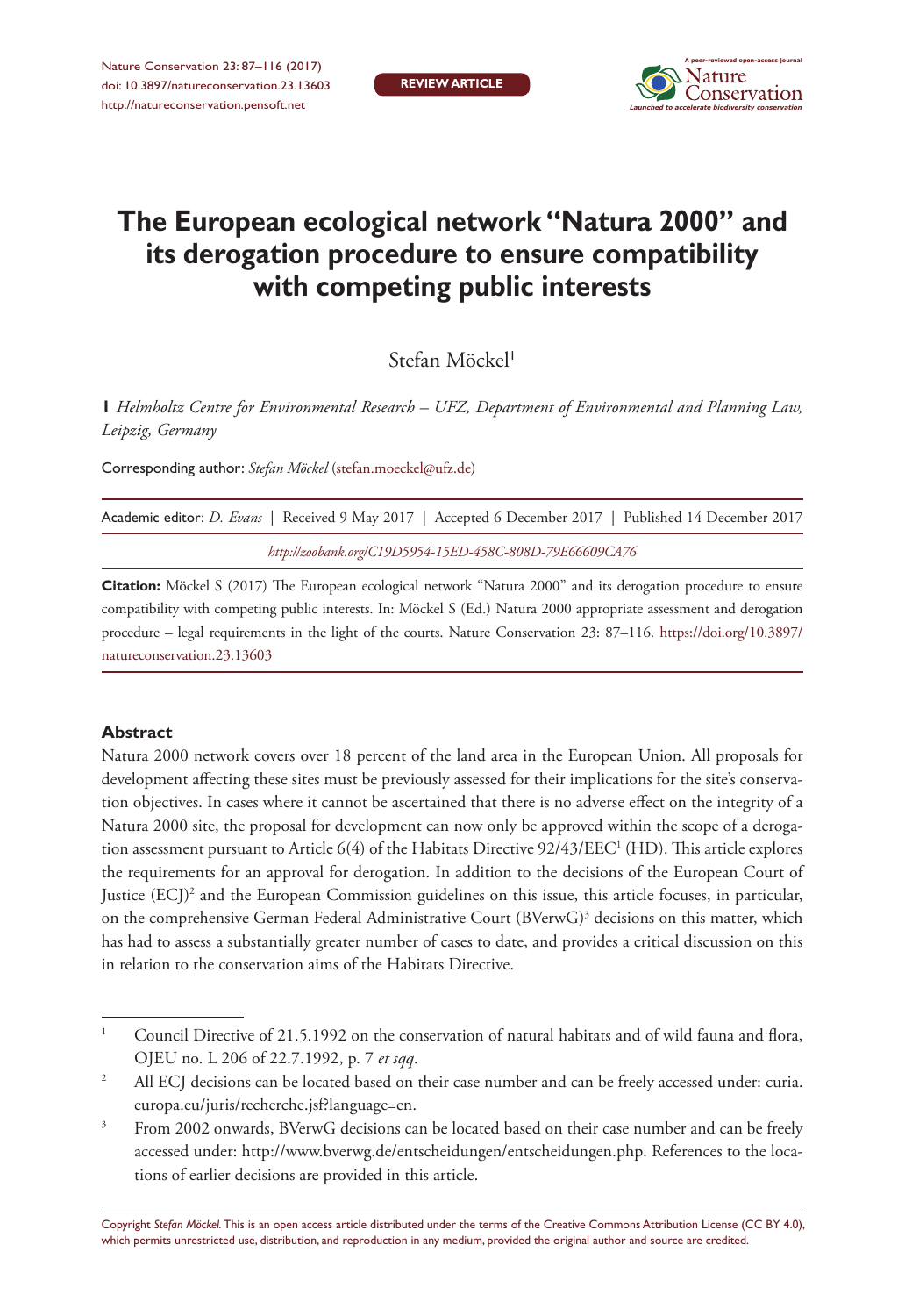# The European ecological network "Natura 2000" and its derogation procedure to ensure compatibility with competing public interests

Stefan Möckel[1]

**1** *Helmholtz Centre for Environmental Research – UFZ, Department of Environmental and Planning Law, Leipzig, Germany*

Corresponding author: *Stefan Möckel* (stefan.moeckel@ufz.de)

Academic editor: *D. Evans* | Received 9 May 2017 | Accepted 6 December 2017 | Published 14 December 2017

*http://zoobank.org/C19D5954-15ED-458C-808D-79E66609CA76*

**Citation:** Möckel S (2017) The European ecological network "Natura 2000" and its derogation procedure to ensure compatibility with competing public interests. In: Möckel S (Ed.) Natura 2000 appropriate assessment and derogation procedure – legal requirements in the light of the courts. Nature Conservation 23: 87–116. https://doi.org/10.3897/natureconservation.23.13603

## Abstract

Natura 2000 network covers over 18 percent of the land area in the European Union. All proposals for development affecting these sites must be previously assessed for their implications for the site's conservation objectives. In cases where it cannot be ascertained that there is no adverse effect on the integrity of a Natura 2000 site, the proposal for development can now only be approved within the scope of a derogation assessment pursuant to Article 6(4) of the Habitats Directive 92/43/EEC[1] (HD). This article explores the requirements for an approval for derogation. In addition to the decisions of the European Court of Justice (ECJ)[2] and the European Commission guidelines on this issue, this article focuses, in particular, on the comprehensive German Federal Administrative Court (BVerwG)[3] decisions on this matter, which has had to assess a substantially greater number of cases to date, and provides a critical discussion on this in relation to the conservation aims of the Habitats Directive.

---

[1] Council Directive of 21.5.1992 on the conservation of natural habitats and of wild fauna and flora, OJEU no. L 206 of 22.7.1992, p. 7 *et sqq*.

[2] All ECJ decisions can be located based on their case number and can be freely accessed under: curia.europa.eu/juris/recherche.jsf?language=en.

[3] From 2002 onwards, BVerwG decisions can be located based on their case number and can be freely accessed under: http://www.bverwg.de/entscheidungen/entscheidungen.php. References to the locations of earlier decisions are provided in this article.

Copyright *Stefan Möckel.* This is an open access article distributed under the terms of the Creative Commons Attribution License (CC BY 4.0), which permits unrestricted use, distribution, and reproduction in any medium, provided the original author and source are credited.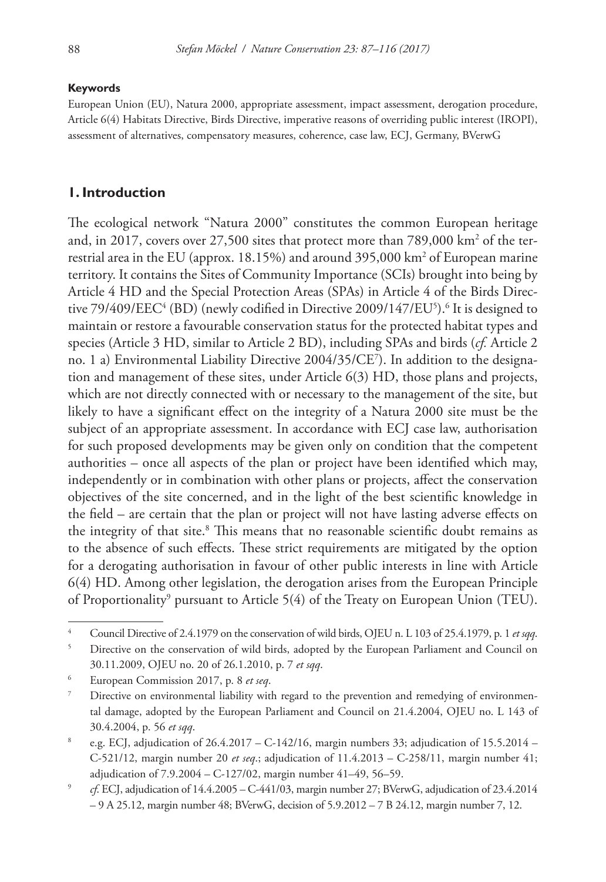**Keywords**

European Union (EU), Natura 2000, appropriate assessment, impact assessment, derogation procedure, Article 6(4) Habitats Directive, Birds Directive, imperative reasons of overriding public interest (IROPI), assessment of alternatives, compensatory measures, coherence, case law, ECJ, Germany, BVerwG

## 1. Introduction

The ecological network "Natura 2000" constitutes the common European heritage and, in 2017, covers over 27,500 sites that protect more than 789,000 km$^2$ of the terrestrial area in the EU (approx. 18.15%) and around 395,000 km$^2$ of European marine territory. It contains the Sites of Community Importance (SCIs) brought into being by Article 4 HD and the Special Protection Areas (SPAs) in Article 4 of the Birds Directive 79/409/EEC[4] (BD) (newly codified in Directive 2009/147/EU[5]).[6] It is designed to maintain or restore a favourable conservation status for the protected habitat types and species (Article 3 HD, similar to Article 2 BD), including SPAs and birds (*cf.* Article 2 no. 1 a) Environmental Liability Directive 2004/35/CE[7]). In addition to the designation and management of these sites, under Article 6(3) HD, those plans and projects, which are not directly connected with or necessary to the management of the site, but likely to have a significant effect on the integrity of a Natura 2000 site must be the subject of an appropriate assessment. In accordance with ECJ case law, authorisation for such proposed developments may be given only on condition that the competent authorities – once all aspects of the plan or project have been identified which may, independently or in combination with other plans or projects, affect the conservation objectives of the site concerned, and in the light of the best scientific knowledge in the field – are certain that the plan or project will not have lasting adverse effects on the integrity of that site.[8] This means that no reasonable scientific doubt remains as to the absence of such effects. These strict requirements are mitigated by the option for a derogating authorisation in favour of other public interests in line with Article 6(4) HD. Among other legislation, the derogation arises from the European Principle of Proportionality[9] pursuant to Article 5(4) of the Treaty on European Union (TEU).

---

[4] Council Directive of 2.4.1979 on the conservation of wild birds, OJEU n. L 103 of 25.4.1979, p. 1 *et sqq*.

[5] Directive on the conservation of wild birds, adopted by the European Parliament and Council on 30.11.2009, OJEU no. 20 of 26.1.2010, p. 7 *et sqq*.

[6] European Commission 2017, p. 8 *et seq*.

[7] Directive on environmental liability with regard to the prevention and remedying of environmental damage, adopted by the European Parliament and Council on 21.4.2004, OJEU no. L 143 of 30.4.2004, p. 56 *et sqq*.

[8] e.g. ECJ, adjudication of 26.4.2017 – C-142/16, margin numbers 33; adjudication of 15.5.2014 – C-521/12, margin number 20 *et seq*.; adjudication of 11.4.2013 – C-258/11, margin number 41; adjudication of 7.9.2004 – C-127/02, margin number 41–49, 56–59.

[9] *cf.* ECJ, adjudication of 14.4.2005 – C-441/03, margin number 27; BVerwG, adjudication of 23.4.2014 – 9 A 25.12, margin number 48; BVerwG, decision of 5.9.2012 – 7 B 24.12, margin number 7, 12.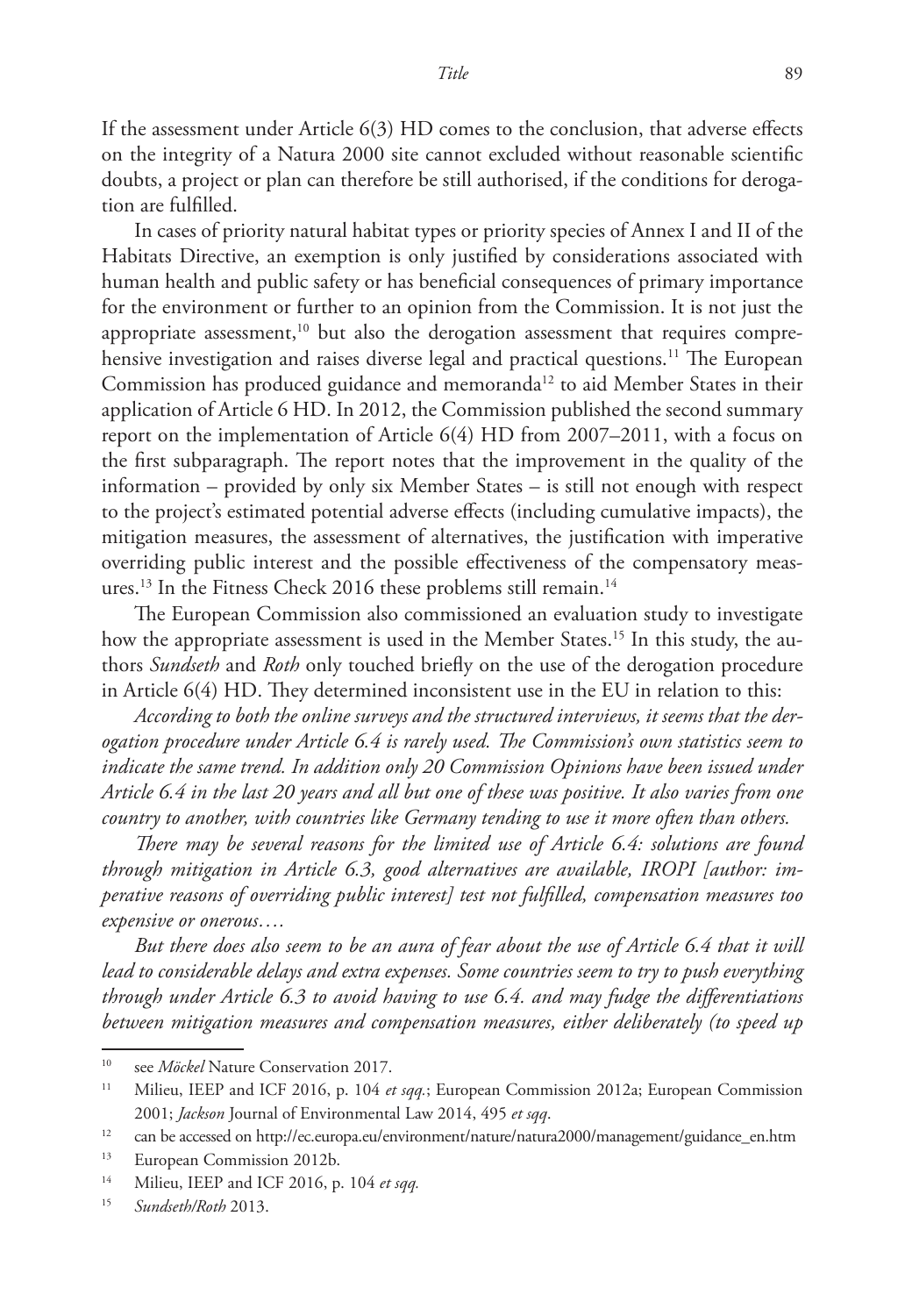If the assessment under Article 6(3) HD comes to the conclusion, that adverse effects on the integrity of a Natura 2000 site cannot excluded without reasonable scientific doubts, a project or plan can therefore be still authorised, if the conditions for derogation are fulfilled.

In cases of priority natural habitat types or priority species of Annex I and II of the Habitats Directive, an exemption is only justified by considerations associated with human health and public safety or has beneficial consequences of primary importance for the environment or further to an opinion from the Commission. It is not just the appropriate assessment,[10] but also the derogation assessment that requires comprehensive investigation and raises diverse legal and practical questions.[11] The European Commission has produced guidance and memoranda[12] to aid Member States in their application of Article 6 HD. In 2012, the Commission published the second summary report on the implementation of Article 6(4) HD from 2007–2011, with a focus on the first subparagraph. The report notes that the improvement in the quality of the information – provided by only six Member States – is still not enough with respect to the project's estimated potential adverse effects (including cumulative impacts), the mitigation measures, the assessment of alternatives, the justification with imperative overriding public interest and the possible effectiveness of the compensatory measures.[13] In the Fitness Check 2016 these problems still remain.[14]

The European Commission also commissioned an evaluation study to investigate how the appropriate assessment is used in the Member States.[15] In this study, the authors *Sundseth* and *Roth* only touched briefly on the use of the derogation procedure in Article 6(4) HD. They determined inconsistent use in the EU in relation to this:

*According to both the online surveys and the structured interviews, it seems that the derogation procedure under Article 6.4 is rarely used. The Commission's own statistics seem to indicate the same trend. In addition only 20 Commission Opinions have been issued under Article 6.4 in the last 20 years and all but one of these was positive. It also varies from one country to another, with countries like Germany tending to use it more often than others.*

*There may be several reasons for the limited use of Article 6.4: solutions are found through mitigation in Article 6.3, good alternatives are available, IROPI [author: imperative reasons of overriding public interest] test not fulfilled, compensation measures too expensive or onerous….*

*But there does also seem to be an aura of fear about the use of Article 6.4 that it will lead to considerable delays and extra expenses. Some countries seem to try to push everything through under Article 6.3 to avoid having to use 6.4. and may fudge the differentiations between mitigation measures and compensation measures, either deliberately (to speed up*

---

[10] see *Möckel* Nature Conservation 2017.

[11] Milieu, IEEP and ICF 2016, p. 104 *et sqq.*; European Commission 2012a; European Commission 2001; *Jackson* Journal of Environmental Law 2014, 495 *et sqq*.

[12] can be accessed on http://ec.europa.eu/environment/nature/natura2000/management/guidance_en.htm

[13] European Commission 2012b.

[14] Milieu, IEEP and ICF 2016, p. 104 *et sqq.*

[15] *Sundseth/Roth* 2013.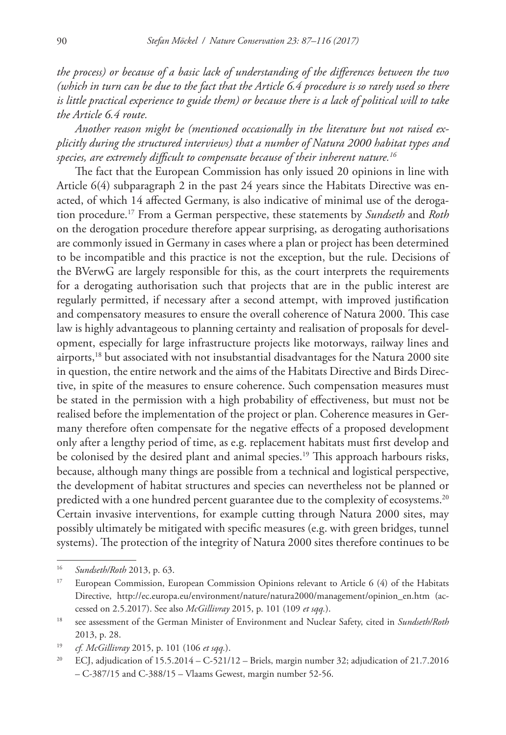*the process) or because of a basic lack of understanding of the differences between the two (which in turn can be due to the fact that the Article 6.4 procedure is so rarely used so there is little practical experience to guide them) or because there is a lack of political will to take the Article 6.4 route.*

*Another reason might be (mentioned occasionally in the literature but not raised explicitly during the structured interviews) that a number of Natura 2000 habitat types and species, are extremely difficult to compensate because of their inherent nature.*[16]

The fact that the European Commission has only issued 20 opinions in line with Article 6(4) subparagraph 2 in the past 24 years since the Habitats Directive was enacted, of which 14 affected Germany, is also indicative of minimal use of the derogation procedure.[17] From a German perspective, these statements by *Sundseth* and *Roth* on the derogation procedure therefore appear surprising, as derogating authorisations are commonly issued in Germany in cases where a plan or project has been determined to be incompatible and this practice is not the exception, but the rule. Decisions of the BVerwG are largely responsible for this, as the court interprets the requirements for a derogating authorisation such that projects that are in the public interest are regularly permitted, if necessary after a second attempt, with improved justification and compensatory measures to ensure the overall coherence of Natura 2000. This case law is highly advantageous to planning certainty and realisation of proposals for development, especially for large infrastructure projects like motorways, railway lines and airports,[18] but associated with not insubstantial disadvantages for the Natura 2000 site in question, the entire network and the aims of the Habitats Directive and Birds Directive, in spite of the measures to ensure coherence. Such compensation measures must be stated in the permission with a high probability of effectiveness, but must not be realised before the implementation of the project or plan. Coherence measures in Germany therefore often compensate for the negative effects of a proposed development only after a lengthy period of time, as e.g. replacement habitats must first develop and be colonised by the desired plant and animal species.[19] This approach harbours risks, because, although many things are possible from a technical and logistical perspective, the development of habitat structures and species can nevertheless not be planned or predicted with a one hundred percent guarantee due to the complexity of ecosystems.[20] Certain invasive interventions, for example cutting through Natura 2000 sites, may possibly ultimately be mitigated with specific measures (e.g. with green bridges, tunnel systems). The protection of the integrity of Natura 2000 sites therefore continues to be

---

[16] *Sundseth/Roth* 2013, p. 63.

[17] European Commission, European Commission Opinions relevant to Article 6 (4) of the Habitats Directive, http://ec.europa.eu/environment/nature/natura2000/management/opinion_en.htm (accessed on 2.5.2017). See also *McGillivray* 2015, p. 101 (109 *et sqq.*).

[18] see assessment of the German Minister of Environment and Nuclear Safety, cited in *Sundseth/Roth* 2013, p. 28.

[19] *cf. McGillivray* 2015, p. 101 (106 *et sqq.*).

[20] ECJ, adjudication of 15.5.2014 – C-521/12 – Briels, margin number 32; adjudication of 21.7.2016 – C-387/15 and C-388/15 – Vlaams Gewest, margin number 52-56.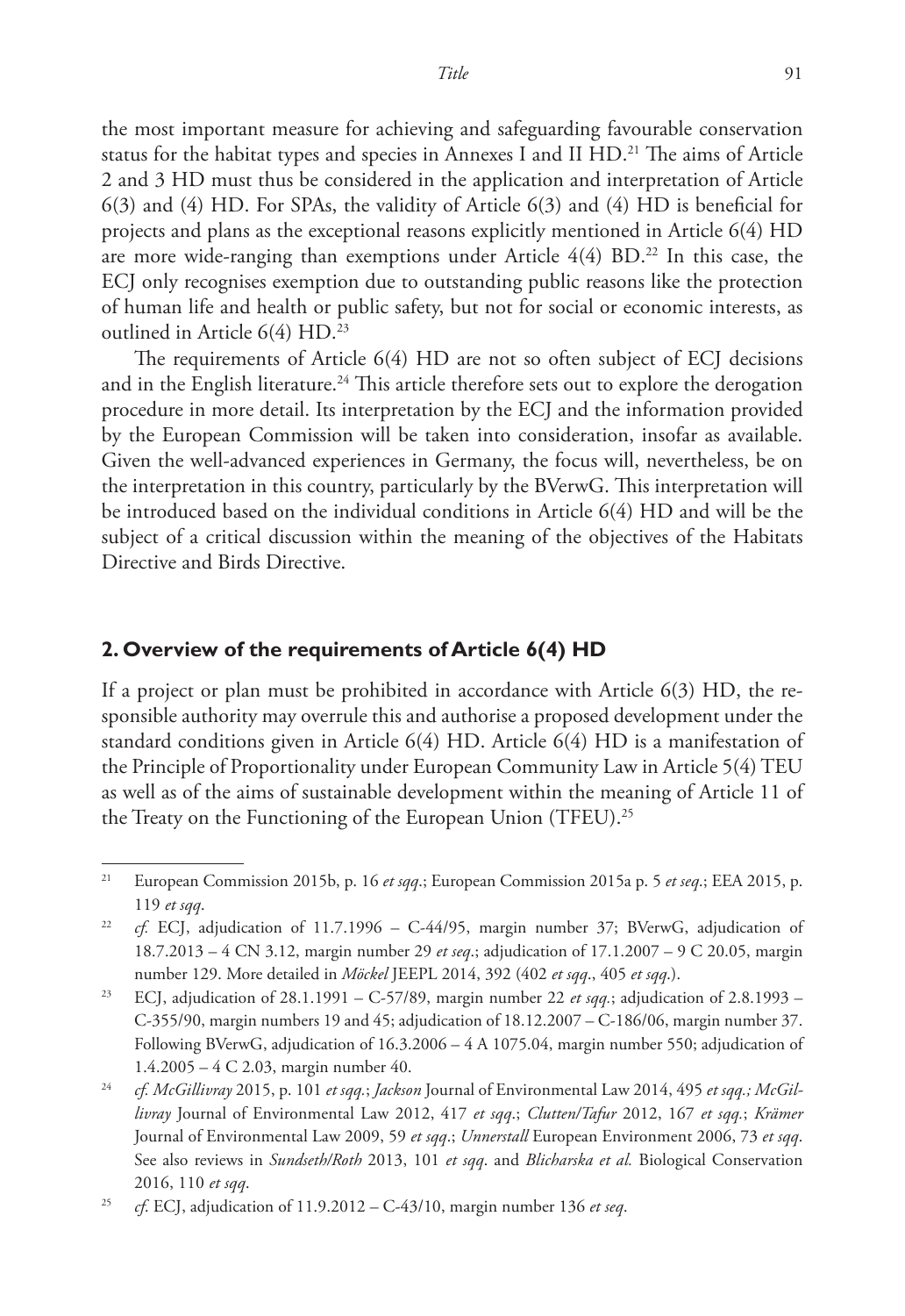the most important measure for achieving and safeguarding favourable conservation status for the habitat types and species in Annexes I and II HD.[21] The aims of Article 2 and 3 HD must thus be considered in the application and interpretation of Article 6(3) and (4) HD. For SPAs, the validity of Article 6(3) and (4) HD is beneficial for projects and plans as the exceptional reasons explicitly mentioned in Article 6(4) HD are more wide-ranging than exemptions under Article 4(4) BD.[22] In this case, the ECJ only recognises exemption due to outstanding public reasons like the protection of human life and health or public safety, but not for social or economic interests, as outlined in Article 6(4) HD.[23]

The requirements of Article 6(4) HD are not so often subject of ECJ decisions and in the English literature.[24] This article therefore sets out to explore the derogation procedure in more detail. Its interpretation by the ECJ and the information provided by the European Commission will be taken into consideration, insofar as available. Given the well-advanced experiences in Germany, the focus will, nevertheless, be on the interpretation in this country, particularly by the BVerwG. This interpretation will be introduced based on the individual conditions in Article 6(4) HD and will be the subject of a critical discussion within the meaning of the objectives of the Habitats Directive and Birds Directive.

## 2. Overview of the requirements of Article 6(4) HD

If a project or plan must be prohibited in accordance with Article 6(3) HD, the responsible authority may overrule this and authorise a proposed development under the standard conditions given in Article 6(4) HD. Article 6(4) HD is a manifestation of the Principle of Proportionality under European Community Law in Article 5(4) TEU as well as of the aims of sustainable development within the meaning of Article 11 of the Treaty on the Functioning of the European Union (TFEU).[25]

---

[21] European Commission 2015b, p. 16 *et sqq*.; European Commission 2015a p. 5 *et seq*.; EEA 2015, p. 119 *et sqq*.

[22] *cf.* ECJ, adjudication of 11.7.1996 – C-44/95, margin number 37; BVerwG, adjudication of 18.7.2013 – 4 CN 3.12, margin number 29 *et seq*.; adjudication of 17.1.2007 – 9 C 20.05, margin number 129. More detailed in *Möckel* JEEPL 2014, 392 (402 *et sqq*., 405 *et sqq*.).

[23] ECJ, adjudication of 28.1.1991 – C-57/89, margin number 22 *et sqq.*; adjudication of 2.8.1993 – C-355/90, margin numbers 19 and 45; adjudication of 18.12.2007 – C-186/06, margin number 37. Following BVerwG, adjudication of 16.3.2006 – 4 A 1075.04, margin number 550; adjudication of 1.4.2005 – 4 C 2.03, margin number 40.

[24] *cf. McGillivray* 2015, p. 101 *et sqq.*; *Jackson* Journal of Environmental Law 2014, 495 *et sqq.; McGillivray* Journal of Environmental Law 2012, 417 *et sqq*.; *Clutten/Tafur* 2012, 167 *et sqq.*; *Krämer* Journal of Environmental Law 2009, 59 *et sqq*.; *Unnerstall* European Environment 2006, 73 *et sqq*. See also reviews in *Sundseth/Roth* 2013, 101 *et sqq*. and *Blicharska et al.* Biological Conservation 2016, 110 *et sqq*.

[25] *cf.* ECJ, adjudication of 11.9.2012 – C-43/10, margin number 136 *et seq*.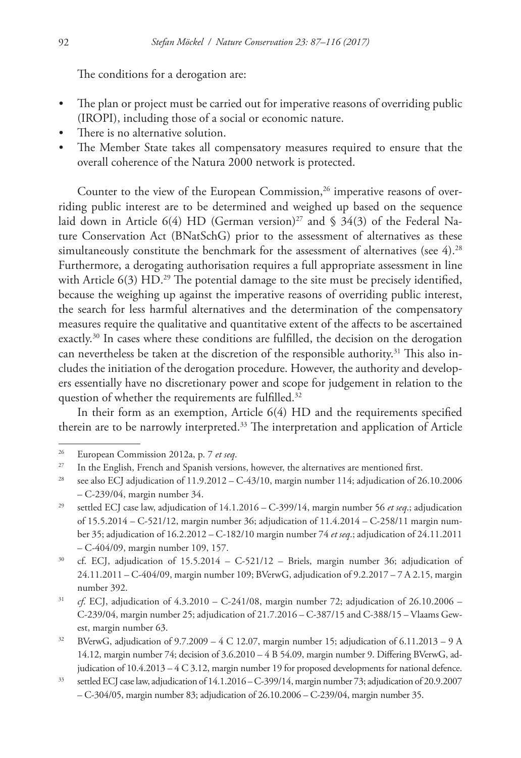The conditions for a derogation are:

- The plan or project must be carried out for imperative reasons of overriding public (IROPI), including those of a social or economic nature.
- There is no alternative solution.
- The Member State takes all compensatory measures required to ensure that the overall coherence of the Natura 2000 network is protected.

Counter to the view of the European Commission,[26] imperative reasons of overriding public interest are to be determined and weighed up based on the sequence laid down in Article 6(4) HD (German version)[27] and § 34(3) of the Federal Nature Conservation Act (BNatSchG) prior to the assessment of alternatives as these simultaneously constitute the benchmark for the assessment of alternatives (see 4).[28] Furthermore, a derogating authorisation requires a full appropriate assessment in line with Article 6(3) HD.[29] The potential damage to the site must be precisely identified, because the weighing up against the imperative reasons of overriding public interest, the search for less harmful alternatives and the determination of the compensatory measures require the qualitative and quantitative extent of the affects to be ascertained exactly.[30] In cases where these conditions are fulfilled, the decision on the derogation can nevertheless be taken at the discretion of the responsible authority.[31] This also includes the initiation of the derogation procedure. However, the authority and developers essentially have no discretionary power and scope for judgement in relation to the question of whether the requirements are fulfilled.[32]

In their form as an exemption, Article 6(4) HD and the requirements specified therein are to be narrowly interpreted.[33] The interpretation and application of Article

---

[26] European Commission 2012a, p. 7 *et seq*.

[27] In the English, French and Spanish versions, however, the alternatives are mentioned first.

[28] see also ECJ adjudication of 11.9.2012 – C-43/10, margin number 114; adjudication of 26.10.2006 – C-239/04, margin number 34.

[29] settled ECJ case law, adjudication of 14.1.2016 – C-399/14, margin number 56 *et seq*.; adjudication of 15.5.2014 – C-521/12, margin number 36; adjudication of 11.4.2014 – C-258/11 margin number 35; adjudication of 16.2.2012 – C-182/10 margin number 74 *et seq*.; adjudication of 24.11.2011 – C-404/09, margin number 109, 157.

[30] cf. ECJ, adjudication of 15.5.2014 – C-521/12 – Briels, margin number 36; adjudication of 24.11.2011 – C-404/09, margin number 109; BVerwG, adjudication of 9.2.2017 – 7 A 2.15, margin number 392.

[31] *cf.* ECJ, adjudication of 4.3.2010 – C-241/08, margin number 72; adjudication of 26.10.2006 – C-239/04, margin number 25; adjudication of 21.7.2016 – C-387/15 and C-388/15 – Vlaams Gewest, margin number 63.

[32] BVerwG, adjudication of 9.7.2009 – 4 C 12.07, margin number 15; adjudication of 6.11.2013 – 9 A 14.12, margin number 74; decision of 3.6.2010 – 4 B 54.09, margin number 9. Differing BVerwG, adjudication of 10.4.2013 – 4 C 3.12, margin number 19 for proposed developments for national defence.

[33] settled ECJ case law, adjudication of 14.1.2016 – C-399/14, margin number 73; adjudication of 20.9.2007 – C-304/05, margin number 83; adjudication of 26.10.2006 – C-239/04, margin number 35.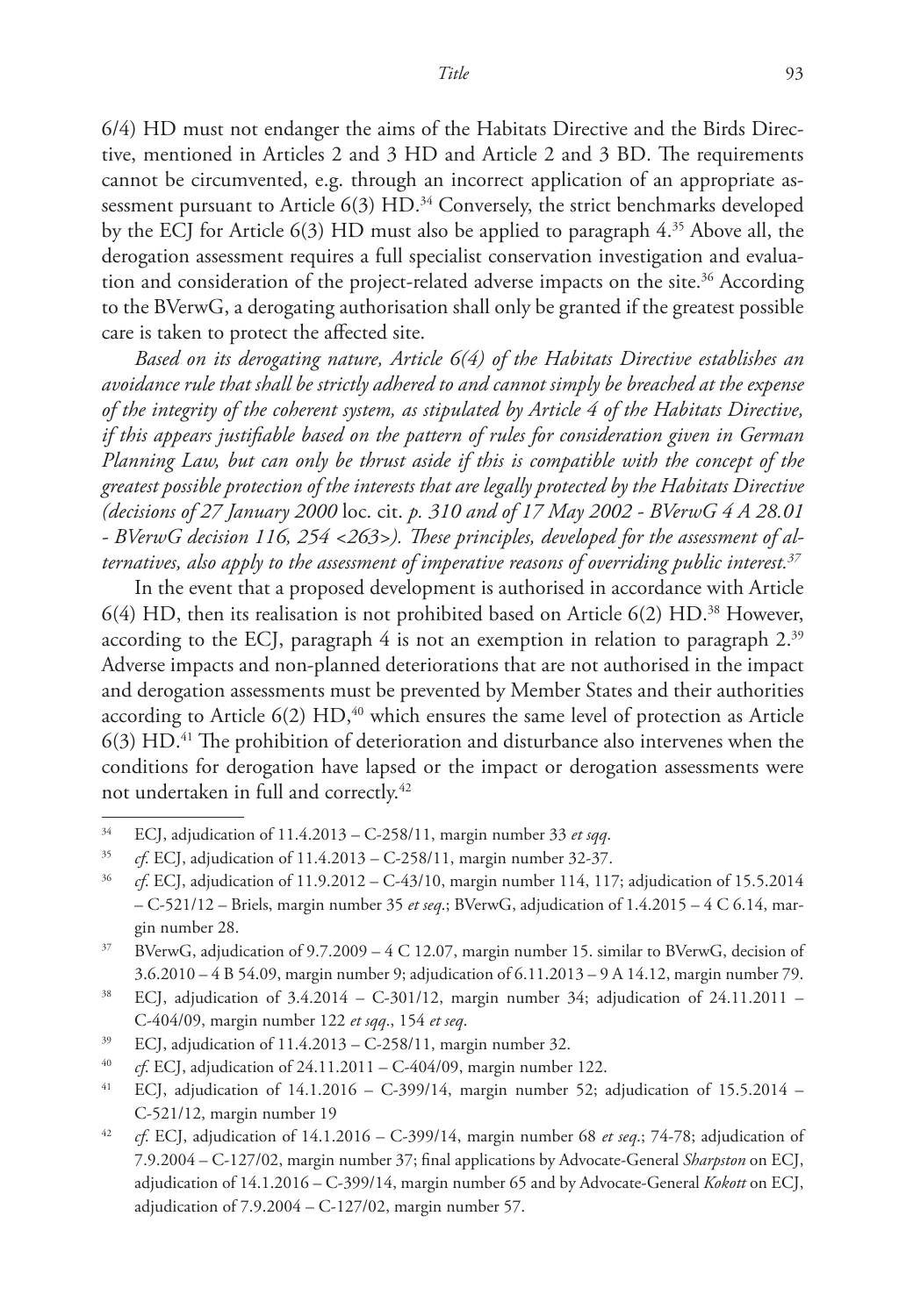6/4) HD must not endanger the aims of the Habitats Directive and the Birds Directive, mentioned in Articles 2 and 3 HD and Article 2 and 3 BD. The requirements cannot be circumvented, e.g. through an incorrect application of an appropriate assessment pursuant to Article 6(3) HD.[34] Conversely, the strict benchmarks developed by the ECJ for Article 6(3) HD must also be applied to paragraph 4.[35] Above all, the derogation assessment requires a full specialist conservation investigation and evaluation and consideration of the project-related adverse impacts on the site.[36] According to the BVerwG, a derogating authorisation shall only be granted if the greatest possible care is taken to protect the affected site.

*Based on its derogating nature, Article 6(4) of the Habitats Directive establishes an avoidance rule that shall be strictly adhered to and cannot simply be breached at the expense of the integrity of the coherent system, as stipulated by Article 4 of the Habitats Directive, if this appears justifiable based on the pattern of rules for consideration given in German Planning Law, but can only be thrust aside if this is compatible with the concept of the greatest possible protection of the interests that are legally protected by the Habitats Directive (decisions of 27 January 2000* loc. cit. *p. 310 and of 17 May 2002 - BVerwG 4 A 28.01 - BVerwG decision 116, 254 <263>). These principles, developed for the assessment of alternatives, also apply to the assessment of imperative reasons of overriding public interest.*[37]

In the event that a proposed development is authorised in accordance with Article 6(4) HD, then its realisation is not prohibited based on Article 6(2) HD.[38] However, according to the ECJ, paragraph 4 is not an exemption in relation to paragraph 2.[39] Adverse impacts and non-planned deteriorations that are not authorised in the impact and derogation assessments must be prevented by Member States and their authorities according to Article 6(2) HD,[40] which ensures the same level of protection as Article 6(3) HD.[41] The prohibition of deterioration and disturbance also intervenes when the conditions for derogation have lapsed or the impact or derogation assessments were not undertaken in full and correctly.[42]

---

[34] ECJ, adjudication of 11.4.2013 – C-258/11, margin number 33 *et sqq*.

[35] *cf.* ECJ, adjudication of 11.4.2013 – C-258/11, margin number 32-37.

[36] *cf.* ECJ, adjudication of 11.9.2012 – C-43/10, margin number 114, 117; adjudication of 15.5.2014 – C-521/12 – Briels, margin number 35 *et seq*.; BVerwG, adjudication of 1.4.2015 – 4 C 6.14, margin number 28.

[37] BVerwG, adjudication of 9.7.2009 – 4 C 12.07, margin number 15. similar to BVerwG, decision of 3.6.2010 – 4 B 54.09, margin number 9; adjudication of 6.11.2013 – 9 A 14.12, margin number 79.

[38] ECJ, adjudication of 3.4.2014 – C-301/12, margin number 34; adjudication of 24.11.2011 – C-404/09, margin number 122 *et sqq*., 154 *et seq*.

[39] ECJ, adjudication of 11.4.2013 – C-258/11, margin number 32.

[40] *cf.* ECJ, adjudication of 24.11.2011 – C-404/09, margin number 122.

[41] ECJ, adjudication of 14.1.2016 – C-399/14, margin number 52; adjudication of 15.5.2014 – C-521/12, margin number 19

[42] *cf.* ECJ, adjudication of 14.1.2016 – C-399/14, margin number 68 *et seq*.; 74-78; adjudication of 7.9.2004 – C-127/02, margin number 37; final applications by Advocate-General *Sharpston* on ECJ, adjudication of 14.1.2016 – C-399/14, margin number 65 and by Advocate-General *Kokott* on ECJ, adjudication of 7.9.2004 – C-127/02, margin number 57.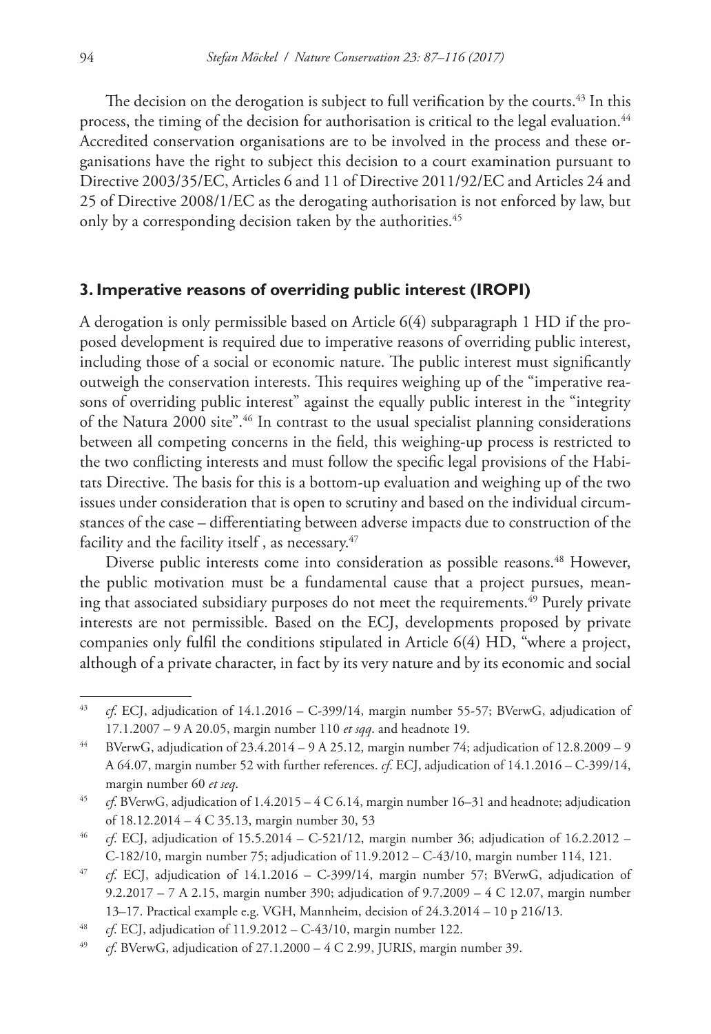The decision on the derogation is subject to full verification by the courts.[43] In this process, the timing of the decision for authorisation is critical to the legal evaluation.[44] Accredited conservation organisations are to be involved in the process and these organisations have the right to subject this decision to a court examination pursuant to Directive 2003/35/EC, Articles 6 and 11 of Directive 2011/92/EC and Articles 24 and 25 of Directive 2008/1/EC as the derogating authorisation is not enforced by law, but only by a corresponding decision taken by the authorities.[45]

## 3. Imperative reasons of overriding public interest (IROPI)

A derogation is only permissible based on Article 6(4) subparagraph 1 HD if the proposed development is required due to imperative reasons of overriding public interest, including those of a social or economic nature. The public interest must significantly outweigh the conservation interests. This requires weighing up of the "imperative reasons of overriding public interest" against the equally public interest in the "integrity of the Natura 2000 site".[46] In contrast to the usual specialist planning considerations between all competing concerns in the field, this weighing-up process is restricted to the two conflicting interests and must follow the specific legal provisions of the Habitats Directive. The basis for this is a bottom-up evaluation and weighing up of the two issues under consideration that is open to scrutiny and based on the individual circumstances of the case – differentiating between adverse impacts due to construction of the facility and the facility itself , as necessary.[47]

Diverse public interests come into consideration as possible reasons.[48] However, the public motivation must be a fundamental cause that a project pursues, meaning that associated subsidiary purposes do not meet the requirements.[49] Purely private interests are not permissible. Based on the ECJ, developments proposed by private companies only fulfil the conditions stipulated in Article 6(4) HD, "where a project, although of a private character, in fact by its very nature and by its economic and social

---

[43] *cf.* ECJ, adjudication of 14.1.2016 – C-399/14, margin number 55-57; BVerwG, adjudication of 17.1.2007 – 9 A 20.05, margin number 110 *et sqq*. and headnote 19.

[44] BVerwG, adjudication of 23.4.2014 – 9 A 25.12, margin number 74; adjudication of 12.8.2009 – 9 A 64.07, margin number 52 with further references. *cf.* ECJ, adjudication of 14.1.2016 – C-399/14, margin number 60 *et seq*.

[45] *cf.* BVerwG, adjudication of 1.4.2015 – 4 C 6.14, margin number 16–31 and headnote; adjudication of 18.12.2014 – 4 C 35.13, margin number 30, 53

[46] *cf.* ECJ, adjudication of 15.5.2014 – C-521/12, margin number 36; adjudication of 16.2.2012 – C-182/10, margin number 75; adjudication of 11.9.2012 – C-43/10, margin number 114, 121.

[47] *cf.* ECJ, adjudication of 14.1.2016 – C-399/14, margin number 57; BVerwG, adjudication of 9.2.2017 – 7 A 2.15, margin number 390; adjudication of 9.7.2009 – 4 C 12.07, margin number 13–17. Practical example e.g. VGH, Mannheim, decision of 24.3.2014 – 10 p 216/13.

[48] *cf.* ECJ, adjudication of 11.9.2012 – C-43/10, margin number 122.

[49] *cf.* BVerwG, adjudication of 27.1.2000 – 4 C 2.99, JURIS, margin number 39.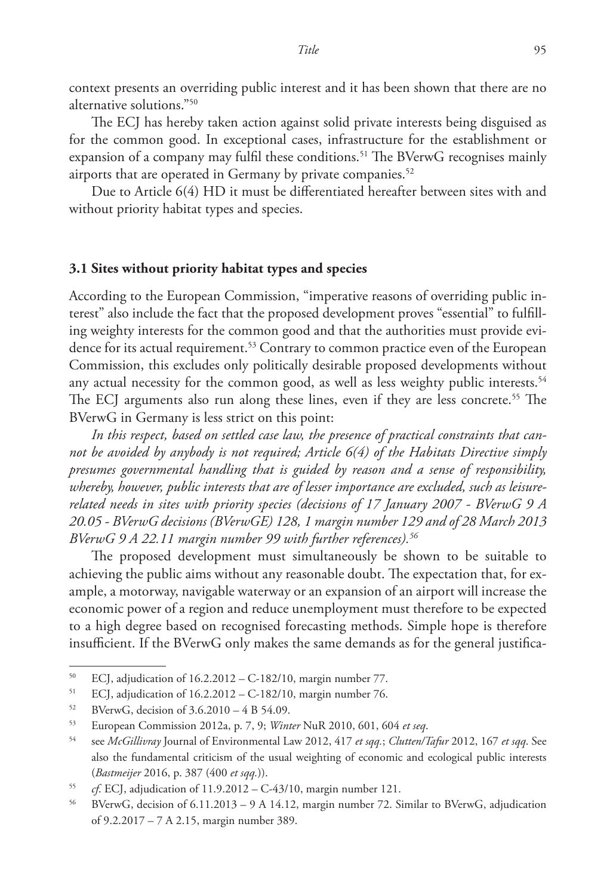context presents an overriding public interest and it has been shown that there are no alternative solutions."[50]

The ECJ has hereby taken action against solid private interests being disguised as for the common good. In exceptional cases, infrastructure for the establishment or expansion of a company may fulfil these conditions.[51] The BVerwG recognises mainly airports that are operated in Germany by private companies.[52]

Due to Article 6(4) HD it must be differentiated hereafter between sites with and without priority habitat types and species.

### 3.1 Sites without priority habitat types and species

According to the European Commission, "imperative reasons of overriding public interest" also include the fact that the proposed development proves "essential" to fulfilling weighty interests for the common good and that the authorities must provide evidence for its actual requirement.[53] Contrary to common practice even of the European Commission, this excludes only politically desirable proposed developments without any actual necessity for the common good, as well as less weighty public interests.[54] The ECJ arguments also run along these lines, even if they are less concrete.[55] The BVerwG in Germany is less strict on this point:

*In this respect, based on settled case law, the presence of practical constraints that cannot be avoided by anybody is not required; Article 6(4) of the Habitats Directive simply presumes governmental handling that is guided by reason and a sense of responsibility, whereby, however, public interests that are of lesser importance are excluded, such as leisure-related needs in sites with priority species (decisions of 17 January 2007 - BVerwG 9 A 20.05 - BVerwG decisions (BVerwGE) 128, 1 margin number 129 and of 28 March 2013 BVerwG 9 A 22.11 margin number 99 with further references).*[56]

The proposed development must simultaneously be shown to be suitable to achieving the public aims without any reasonable doubt. The expectation that, for example, a motorway, navigable waterway or an expansion of an airport will increase the economic power of a region and reduce unemployment must therefore to be expected to a high degree based on recognised forecasting methods. Simple hope is therefore insufficient. If the BVerwG only makes the same demands as for the general justifica-

---

[50] ECJ, adjudication of 16.2.2012 – C-182/10, margin number 77.

[51] ECJ, adjudication of 16.2.2012 – C-182/10, margin number 76.

[52] BVerwG, decision of 3.6.2010 – 4 B 54.09.

[53] European Commission 2012a, p. 7, 9; *Winter* NuR 2010, 601, 604 *et seq*.

[54] see *McGillivray* Journal of Environmental Law 2012, 417 *et sqq.*; *Clutten/Tafur* 2012, 167 *et sqq*. See also the fundamental criticism of the usual weighting of economic and ecological public interests (*Bastmeijer* 2016, p. 387 (400 *et sqq.*)).

[55] *cf.* ECJ, adjudication of 11.9.2012 – C-43/10, margin number 121.

[56] BVerwG, decision of 6.11.2013 – 9 A 14.12, margin number 72. Similar to BVerwG, adjudication of 9.2.2017 – 7 A 2.15, margin number 389.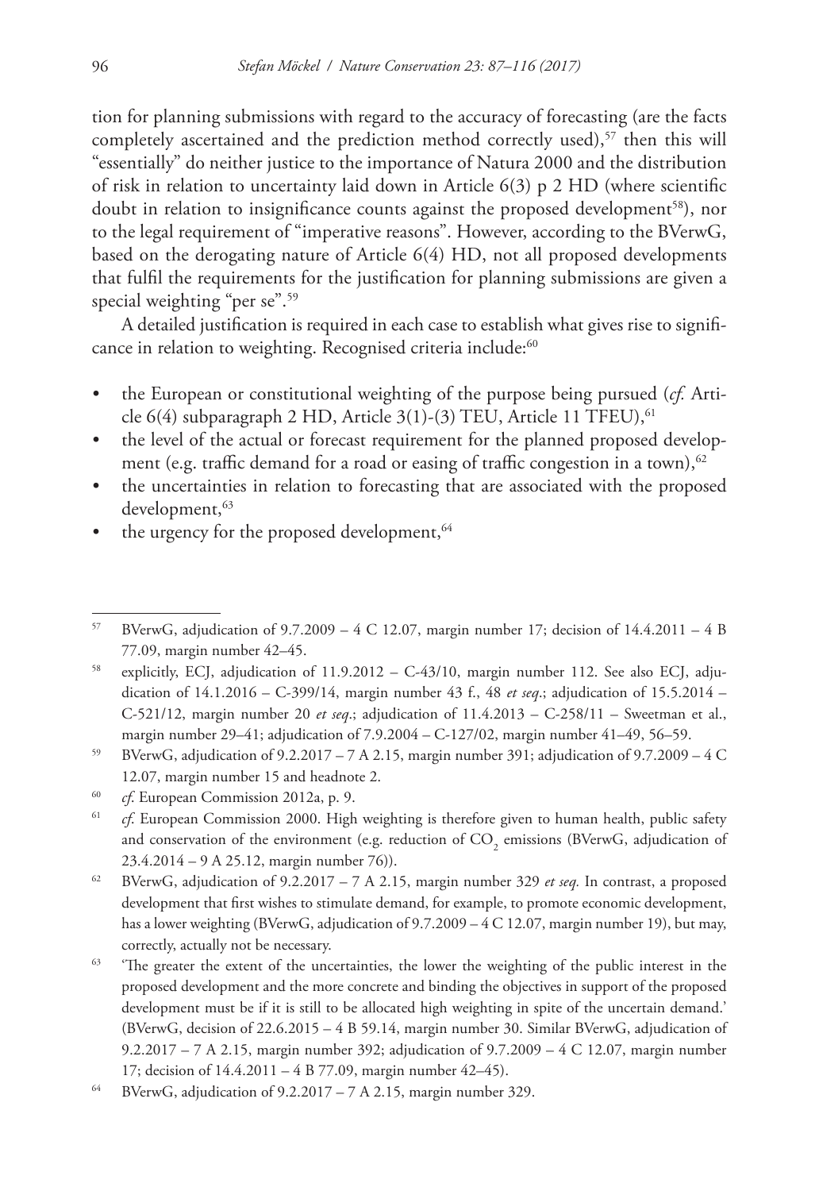tion for planning submissions with regard to the accuracy of forecasting (are the facts completely ascertained and the prediction method correctly used),[57] then this will "essentially" do neither justice to the importance of Natura 2000 and the distribution of risk in relation to uncertainty laid down in Article 6(3) p 2 HD (where scientific doubt in relation to insignificance counts against the proposed development[58]), nor to the legal requirement of "imperative reasons". However, according to the BVerwG, based on the derogating nature of Article 6(4) HD, not all proposed developments that fulfil the requirements for the justification for planning submissions are given a special weighting "per se".[59]

A detailed justification is required in each case to establish what gives rise to significance in relation to weighting. Recognised criteria include:[60]

- the European or constitutional weighting of the purpose being pursued (*cf.* Article 6(4) subparagraph 2 HD, Article 3(1)-(3) TEU, Article 11 TFEU),[61]
- the level of the actual or forecast requirement for the planned proposed development (e.g. traffic demand for a road or easing of traffic congestion in a town),[62]
- the uncertainties in relation to forecasting that are associated with the proposed development,[63]
- the urgency for the proposed development,[64]

---

[57] BVerwG, adjudication of 9.7.2009 – 4 C 12.07, margin number 17; decision of 14.4.2011 – 4 B 77.09, margin number 42–45.

[58] explicitly, ECJ, adjudication of 11.9.2012 – C-43/10, margin number 112. See also ECJ, adjudication of 14.1.2016 – C-399/14, margin number 43 f., 48 *et seq*.; adjudication of 15.5.2014 – C-521/12, margin number 20 *et seq*.; adjudication of 11.4.2013 – C-258/11 – Sweetman et al., margin number 29–41; adjudication of 7.9.2004 – C-127/02, margin number 41–49, 56–59.

[59] BVerwG, adjudication of 9.2.2017 – 7 A 2.15, margin number 391; adjudication of 9.7.2009 – 4 C 12.07, margin number 15 and headnote 2.

[60] *cf.* European Commission 2012a, p. 9.

[61] *cf.* European Commission 2000. High weighting is therefore given to human health, public safety and conservation of the environment (e.g. reduction of $CO_2$ emissions (BVerwG, adjudication of 23.4.2014 – 9 A 25.12, margin number 76)).

[62] BVerwG, adjudication of 9.2.2017 – 7 A 2.15, margin number 329 *et seq.* In contrast, a proposed development that first wishes to stimulate demand, for example, to promote economic development, has a lower weighting (BVerwG, adjudication of 9.7.2009 – 4 C 12.07, margin number 19), but may, correctly, actually not be necessary.

[63] 'The greater the extent of the uncertainties, the lower the weighting of the public interest in the proposed development and the more concrete and binding the objectives in support of the proposed development must be if it is still to be allocated high weighting in spite of the uncertain demand.' (BVerwG, decision of 22.6.2015 – 4 B 59.14, margin number 30. Similar BVerwG, adjudication of 9.2.2017 – 7 A 2.15, margin number 392; adjudication of 9.7.2009 – 4 C 12.07, margin number 17; decision of 14.4.2011 – 4 B 77.09, margin number 42–45).

[64] BVerwG, adjudication of 9.2.2017 – 7 A 2.15, margin number 329.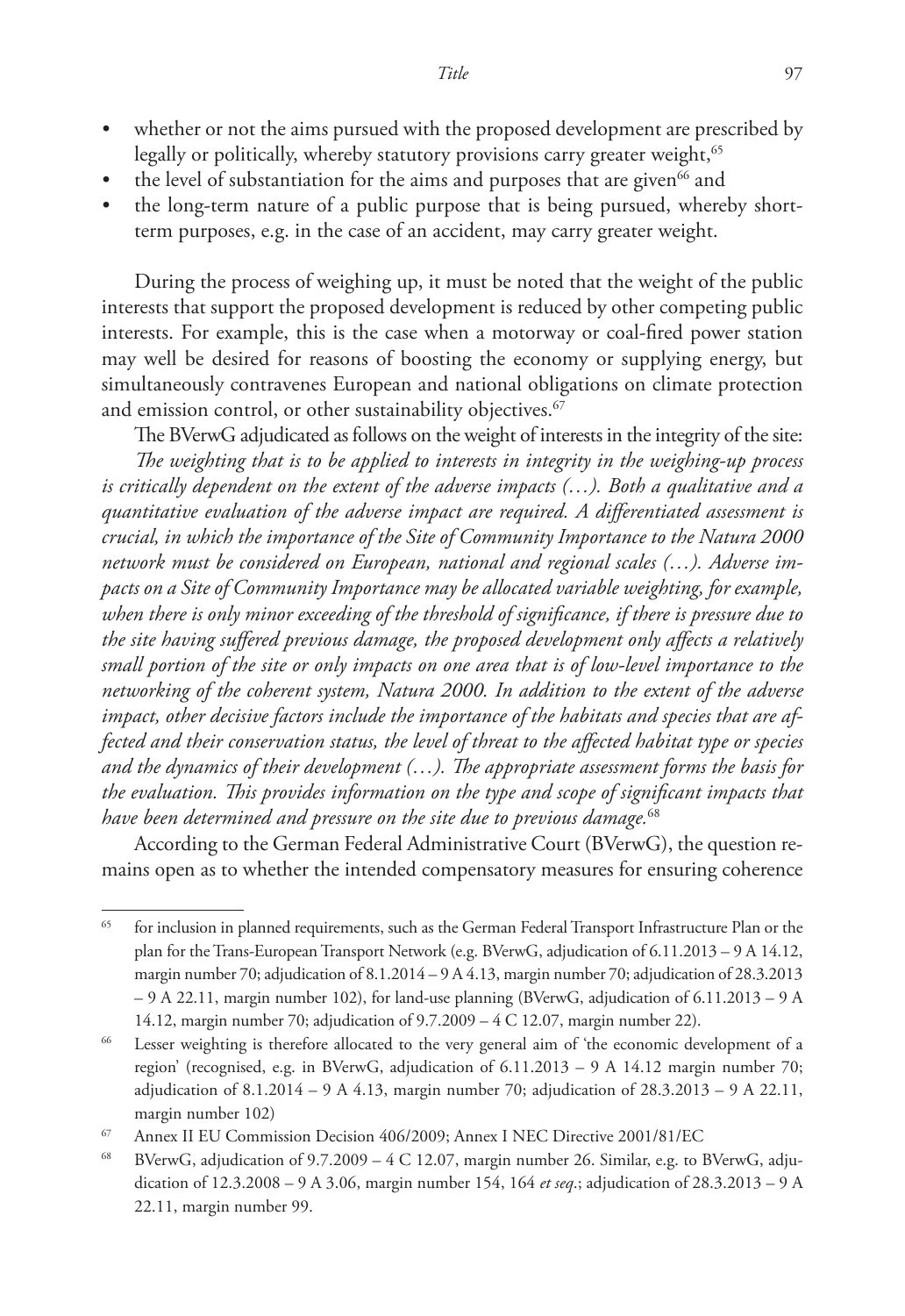- whether or not the aims pursued with the proposed development are prescribed by legally or politically, whereby statutory provisions carry greater weight,[65]
- the level of substantiation for the aims and purposes that are given[66] and
- the long-term nature of a public purpose that is being pursued, whereby short-term purposes, e.g. in the case of an accident, may carry greater weight.

During the process of weighing up, it must be noted that the weight of the public interests that support the proposed development is reduced by other competing public interests. For example, this is the case when a motorway or coal-fired power station may well be desired for reasons of boosting the economy or supplying energy, but simultaneously contravenes European and national obligations on climate protection and emission control, or other sustainability objectives.[67]

The BVerwG adjudicated as follows on the weight of interests in the integrity of the site:

*The weighting that is to be applied to interests in integrity in the weighing-up process is critically dependent on the extent of the adverse impacts (…). Both a qualitative and a quantitative evaluation of the adverse impact are required. A differentiated assessment is crucial, in which the importance of the Site of Community Importance to the Natura 2000 network must be considered on European, national and regional scales (…). Adverse impacts on a Site of Community Importance may be allocated variable weighting, for example, when there is only minor exceeding of the threshold of significance, if there is pressure due to the site having suffered previous damage, the proposed development only affects a relatively small portion of the site or only impacts on one area that is of low-level importance to the networking of the coherent system, Natura 2000. In addition to the extent of the adverse impact, other decisive factors include the importance of the habitats and species that are affected and their conservation status, the level of threat to the affected habitat type or species and the dynamics of their development (…). The appropriate assessment forms the basis for the evaluation. This provides information on the type and scope of significant impacts that have been determined and pressure on the site due to previous damage.*[68]

According to the German Federal Administrative Court (BVerwG), the question remains open as to whether the intended compensatory measures for ensuring coherence

---

[65] for inclusion in planned requirements, such as the German Federal Transport Infrastructure Plan or the plan for the Trans-European Transport Network (e.g. BVerwG, adjudication of 6.11.2013 – 9 A 14.12, margin number 70; adjudication of 8.1.2014 – 9 A 4.13, margin number 70; adjudication of 28.3.2013 – 9 A 22.11, margin number 102), for land-use planning (BVerwG, adjudication of 6.11.2013 – 9 A 14.12, margin number 70; adjudication of 9.7.2009 – 4 C 12.07, margin number 22).

[66] Lesser weighting is therefore allocated to the very general aim of 'the economic development of a region' (recognised, e.g. in BVerwG, adjudication of 6.11.2013 – 9 A 14.12 margin number 70; adjudication of 8.1.2014 – 9 A 4.13, margin number 70; adjudication of 28.3.2013 – 9 A 22.11, margin number 102)

[67] Annex II EU Commission Decision 406/2009; Annex I NEC Directive 2001/81/EC

[68] BVerwG, adjudication of 9.7.2009 – 4 C 12.07, margin number 26. Similar, e.g. to BVerwG, adjudication of 12.3.2008 – 9 A 3.06, margin number 154, 164 *et seq*.; adjudication of 28.3.2013 – 9 A 22.11, margin number 99.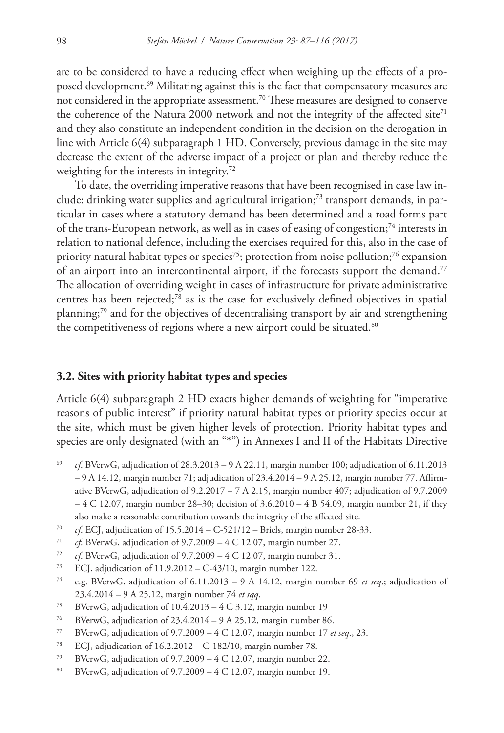are to be considered to have a reducing effect when weighing up the effects of a proposed development.[69] Militating against this is the fact that compensatory measures are not considered in the appropriate assessment.[70] These measures are designed to conserve the coherence of the Natura 2000 network and not the integrity of the affected site[71] and they also constitute an independent condition in the decision on the derogation in line with Article 6(4) subparagraph 1 HD. Conversely, previous damage in the site may decrease the extent of the adverse impact of a project or plan and thereby reduce the weighting for the interests in integrity.[72]

To date, the overriding imperative reasons that have been recognised in case law include: drinking water supplies and agricultural irrigation;[73] transport demands, in particular in cases where a statutory demand has been determined and a road forms part of the trans-European network, as well as in cases of easing of congestion;[74] interests in relation to national defence, including the exercises required for this, also in the case of priority natural habitat types or species[75]; protection from noise pollution;[76] expansion of an airport into an intercontinental airport, if the forecasts support the demand.[77] The allocation of overriding weight in cases of infrastructure for private administrative centres has been rejected;[78] as is the case for exclusively defined objectives in spatial planning;[79] and for the objectives of decentralising transport by air and strengthening the competitiveness of regions where a new airport could be situated.[80]

### 3.2. Sites with priority habitat types and species

Article 6(4) subparagraph 2 HD exacts higher demands of weighting for "imperative reasons of public interest" if priority natural habitat types or priority species occur at the site, which must be given higher levels of protection. Priority habitat types and species are only designated (with an "*") in Annexes I and II of the Habitats Directive

---

[69] *cf.* BVerwG, adjudication of 28.3.2013 – 9 A 22.11, margin number 100; adjudication of 6.11.2013 – 9 A 14.12, margin number 71; adjudication of 23.4.2014 – 9 A 25.12, margin number 77. Affirmative BVerwG, adjudication of 9.2.2017 – 7 A 2.15, margin number 407; adjudication of 9.7.2009 – 4 C 12.07, margin number 28–30; decision of 3.6.2010 – 4 B 54.09, margin number 21, if they also make a reasonable contribution towards the integrity of the affected site.

[70] *cf.* ECJ, adjudication of 15.5.2014 – C-521/12 – Briels, margin number 28-33.

[71] *cf.* BVerwG, adjudication of 9.7.2009 – 4 C 12.07, margin number 27.

[72] *cf.* BVerwG, adjudication of 9.7.2009 – 4 C 12.07, margin number 31.

[73] ECJ, adjudication of 11.9.2012 – C-43/10, margin number 122.

[74] e.g. BVerwG, adjudication of 6.11.2013 – 9 A 14.12, margin number 69 *et seq*.; adjudication of 23.4.2014 – 9 A 25.12, margin number 74 *et sqq*.

[75] BVerwG, adjudication of 10.4.2013 – 4 C 3.12, margin number 19

[76] BVerwG, adjudication of 23.4.2014 – 9 A 25.12, margin number 86.

[77] BVerwG, adjudication of 9.7.2009 – 4 C 12.07, margin number 17 *et seq*., 23.

[78] ECJ, adjudication of 16.2.2012 – C-182/10, margin number 78.

[79] BVerwG, adjudication of 9.7.2009 – 4 C 12.07, margin number 22.

[80] BVerwG, adjudication of 9.7.2009 – 4 C 12.07, margin number 19.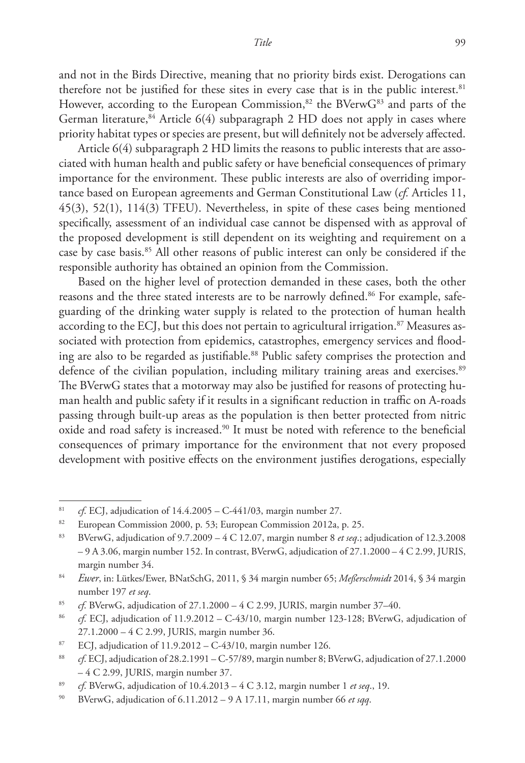and not in the Birds Directive, meaning that no priority birds exist. Derogations can therefore not be justified for these sites in every case that is in the public interest.[81] However, according to the European Commission,[82] the BVerwG[83] and parts of the German literature,[84] Article 6(4) subparagraph 2 HD does not apply in cases where priority habitat types or species are present, but will definitely not be adversely affected.

Article 6(4) subparagraph 2 HD limits the reasons to public interests that are associated with human health and public safety or have beneficial consequences of primary importance for the environment. These public interests are also of overriding importance based on European agreements and German Constitutional Law (*cf.* Articles 11, 45(3), 52(1), 114(3) TFEU). Nevertheless, in spite of these cases being mentioned specifically, assessment of an individual case cannot be dispensed with as approval of the proposed development is still dependent on its weighting and requirement on a case by case basis.[85] All other reasons of public interest can only be considered if the responsible authority has obtained an opinion from the Commission.

Based on the higher level of protection demanded in these cases, both the other reasons and the three stated interests are to be narrowly defined.[86] For example, safeguarding of the drinking water supply is related to the protection of human health according to the ECJ, but this does not pertain to agricultural irrigation.[87] Measures associated with protection from epidemics, catastrophes, emergency services and flooding are also to be regarded as justifiable.[88] Public safety comprises the protection and defence of the civilian population, including military training areas and exercises.[89] The BVerwG states that a motorway may also be justified for reasons of protecting human health and public safety if it results in a significant reduction in traffic on A-roads passing through built-up areas as the population is then better protected from nitric oxide and road safety is increased.[90] It must be noted with reference to the beneficial consequences of primary importance for the environment that not every proposed development with positive effects on the environment justifies derogations, especially

---

[81] *cf.* ECJ, adjudication of 14.4.2005 – C-441/03, margin number 27.

[82] European Commission 2000, p. 53; European Commission 2012a, p. 25.

[83] BVerwG, adjudication of 9.7.2009 – 4 C 12.07, margin number 8 *et seq*.; adjudication of 12.3.2008 – 9 A 3.06, margin number 152. In contrast, BVerwG, adjudication of 27.1.2000 – 4 C 2.99, JURIS, margin number 34.

[84] *Ewer*, in: Lütkes/Ewer, BNatSchG, 2011, § 34 margin number 65; *Meßerschmidt* 2014, § 34 margin number 197 *et seq*.

[85] *cf.* BVerwG, adjudication of 27.1.2000 – 4 C 2.99, JURIS, margin number 37–40.

[86] *cf.* ECJ, adjudication of 11.9.2012 – C-43/10, margin number 123-128; BVerwG, adjudication of 27.1.2000 – 4 C 2.99, JURIS, margin number 36.

[87] ECJ, adjudication of 11.9.2012 – C-43/10, margin number 126.

[88] *cf.* ECJ, adjudication of 28.2.1991 – C-57/89, margin number 8; BVerwG, adjudication of 27.1.2000 – 4 C 2.99, JURIS, margin number 37.

[89] *cf.* BVerwG, adjudication of 10.4.2013 – 4 C 3.12, margin number 1 *et seq*., 19.

[90] BVerwG, adjudication of 6.11.2012 – 9 A 17.11, margin number 66 *et sqq*.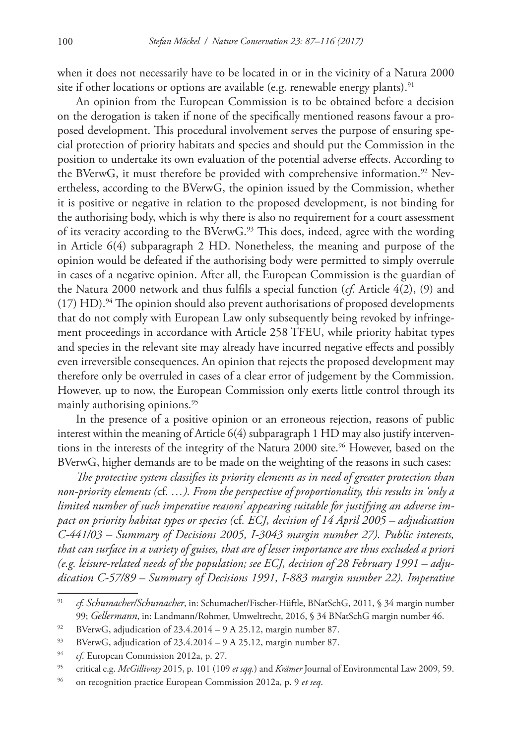when it does not necessarily have to be located in or in the vicinity of a Natura 2000 site if other locations or options are available (e.g. renewable energy plants).[91]

An opinion from the European Commission is to be obtained before a decision on the derogation is taken if none of the specifically mentioned reasons favour a proposed development. This procedural involvement serves the purpose of ensuring special protection of priority habitats and species and should put the Commission in the position to undertake its own evaluation of the potential adverse effects. According to the BVerwG, it must therefore be provided with comprehensive information.[92] Nevertheless, according to the BVerwG, the opinion issued by the Commission, whether it is positive or negative in relation to the proposed development, is not binding for the authorising body, which is why there is also no requirement for a court assessment of its veracity according to the BVerwG.[93] This does, indeed, agree with the wording in Article 6(4) subparagraph 2 HD. Nonetheless, the meaning and purpose of the opinion would be defeated if the authorising body were permitted to simply overrule in cases of a negative opinion. After all, the European Commission is the guardian of the Natura 2000 network and thus fulfils a special function (*cf.* Article 4(2), (9) and (17) HD).[94] The opinion should also prevent authorisations of proposed developments that do not comply with European Law only subsequently being revoked by infringement proceedings in accordance with Article 258 TFEU, while priority habitat types and species in the relevant site may already have incurred negative effects and possibly even irreversible consequences. An opinion that rejects the proposed development may therefore only be overruled in cases of a clear error of judgement by the Commission. However, up to now, the European Commission only exerts little control through its mainly authorising opinions.[95]

In the presence of a positive opinion or an erroneous rejection, reasons of public interest within the meaning of Article 6(4) subparagraph 1 HD may also justify interventions in the interests of the integrity of the Natura 2000 site.[96] However, based on the BVerwG, higher demands are to be made on the weighting of the reasons in such cases:

*The protective system classifies its priority elements as in need of greater protection than non-priority elements (*cf. *…). From the perspective of proportionality, this results in 'only a limited number of such imperative reasons' appearing suitable for justifying an adverse impact on priority habitat types or species (*cf. *ECJ, decision of 14 April 2005 – adjudication C-441/03 – Summary of Decisions 2005, I-3043 margin number 27). Public interests, that can surface in a variety of guises, that are of lesser importance are thus excluded a priori (e.g. leisure-related needs of the population; see ECJ, decision of 28 February 1991 – adjudication C-57/89 – Summary of Decisions 1991, I-883 margin number 22). Imperative*

---

[91] *cf. Schumacher/Schumacher*, in: Schumacher/Fischer-Hüftle, BNatSchG, 2011, § 34 margin number 99; *Gellermann*, in: Landmann/Rohmer, Umweltrecht, 2016, § 34 BNatSchG margin number 46.

[92] BVerwG, adjudication of 23.4.2014 – 9 A 25.12, margin number 87.

[93] BVerwG, adjudication of 23.4.2014 – 9 A 25.12, margin number 87.

[94] *cf.* European Commission 2012a, p. 27.

[95] critical e.g. *McGillivray* 2015, p. 101 (109 *et sqq.*) and *Krämer* Journal of Environmental Law 2009, 59.

[96] on recognition practice European Commission 2012a, p. 9 *et seq*.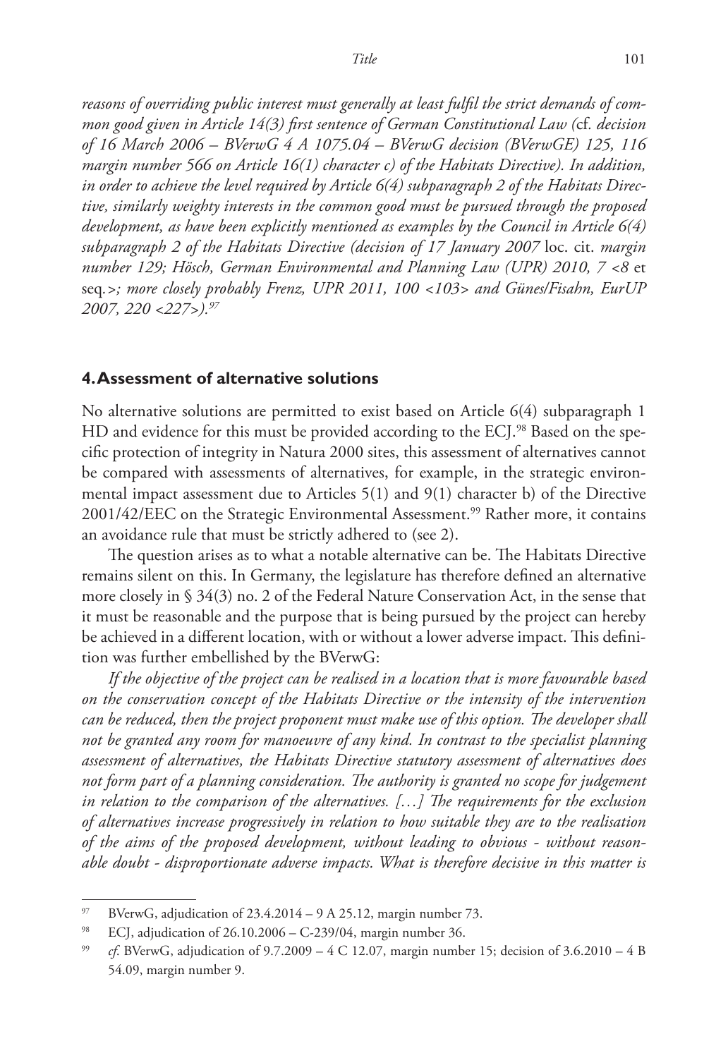*reasons of overriding public interest must generally at least fulfil the strict demands of common good given in Article 14(3) first sentence of German Constitutional Law (*cf. *decision of 16 March 2006 – BVerwG 4 A 1075.04 – BVerwG decision (BVerwGE) 125, 116 margin number 566 on Article 16(1) character c) of the Habitats Directive). In addition, in order to achieve the level required by Article 6(4) subparagraph 2 of the Habitats Directive, similarly weighty interests in the common good must be pursued through the proposed development, as have been explicitly mentioned as examples by the Council in Article 6(4) subparagraph 2 of the Habitats Directive (decision of 17 January 2007* loc. cit. *margin number 129; Hösch, German Environmental and Planning Law (UPR) 2010, 7 <8* et seq.*>; more closely probably Frenz, UPR 2011, 100 <103> and Günes/Fisahn, EurUP 2007, 220 <227>).*[97]

## 4. Assessment of alternative solutions

No alternative solutions are permitted to exist based on Article 6(4) subparagraph 1 HD and evidence for this must be provided according to the ECJ.[98] Based on the specific protection of integrity in Natura 2000 sites, this assessment of alternatives cannot be compared with assessments of alternatives, for example, in the strategic environmental impact assessment due to Articles 5(1) and 9(1) character b) of the Directive 2001/42/EEC on the Strategic Environmental Assessment.[99] Rather more, it contains an avoidance rule that must be strictly adhered to (see 2).

The question arises as to what a notable alternative can be. The Habitats Directive remains silent on this. In Germany, the legislature has therefore defined an alternative more closely in § 34(3) no. 2 of the Federal Nature Conservation Act, in the sense that it must be reasonable and the purpose that is being pursued by the project can hereby be achieved in a different location, with or without a lower adverse impact. This definition was further embellished by the BVerwG:

*If the objective of the project can be realised in a location that is more favourable based on the conservation concept of the Habitats Directive or the intensity of the intervention can be reduced, then the project proponent must make use of this option. The developer shall not be granted any room for manoeuvre of any kind. In contrast to the specialist planning assessment of alternatives, the Habitats Directive statutory assessment of alternatives does not form part of a planning consideration. The authority is granted no scope for judgement in relation to the comparison of the alternatives. […] The requirements for the exclusion of alternatives increase progressively in relation to how suitable they are to the realisation of the aims of the proposed development, without leading to obvious - without reasonable doubt - disproportionate adverse impacts. What is therefore decisive in this matter is*

---

[97] BVerwG, adjudication of 23.4.2014 – 9 A 25.12, margin number 73.

[98] ECJ, adjudication of 26.10.2006 – C-239/04, margin number 36.

[99] *cf.* BVerwG, adjudication of 9.7.2009 – 4 C 12.07, margin number 15; decision of 3.6.2010 – 4 B 54.09, margin number 9.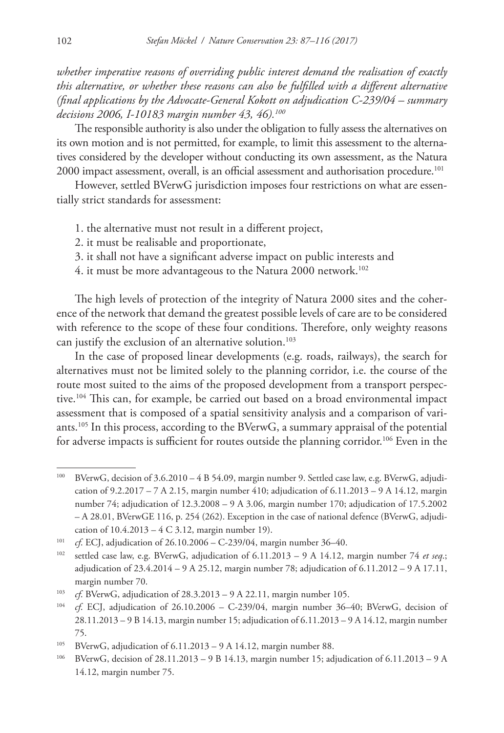*whether imperative reasons of overriding public interest demand the realisation of exactly this alternative, or whether these reasons can also be fulfilled with a different alternative (final applications by the Advocate-General Kokott on adjudication C-239/04 – summary decisions 2006, I-10183 margin number 43, 46).*[100]

The responsible authority is also under the obligation to fully assess the alternatives on its own motion and is not permitted, for example, to limit this assessment to the alternatives considered by the developer without conducting its own assessment, as the Natura 2000 impact assessment, overall, is an official assessment and authorisation procedure.[101]

However, settled BVerwG jurisdiction imposes four restrictions on what are essentially strict standards for assessment:

1. the alternative must not result in a different project,
2. it must be realisable and proportionate,
3. it shall not have a significant adverse impact on public interests and
4. it must be more advantageous to the Natura 2000 network.[102]

The high levels of protection of the integrity of Natura 2000 sites and the coherence of the network that demand the greatest possible levels of care are to be considered with reference to the scope of these four conditions. Therefore, only weighty reasons can justify the exclusion of an alternative solution.[103]

In the case of proposed linear developments (e.g. roads, railways), the search for alternatives must not be limited solely to the planning corridor, i.e. the course of the route most suited to the aims of the proposed development from a transport perspective.[104] This can, for example, be carried out based on a broad environmental impact assessment that is composed of a spatial sensitivity analysis and a comparison of variants.[105] In this process, according to the BVerwG, a summary appraisal of the potential for adverse impacts is sufficient for routes outside the planning corridor.[106] Even in the

---

[100] BVerwG, decision of 3.6.2010 – 4 B 54.09, margin number 9. Settled case law, e.g. BVerwG, adjudication of 9.2.2017 – 7 A 2.15, margin number 410; adjudication of 6.11.2013 – 9 A 14.12, margin number 74; adjudication of 12.3.2008 – 9 A 3.06, margin number 170; adjudication of 17.5.2002 – A 28.01, BVerwGE 116, p. 254 (262). Exception in the case of national defence (BVerwG, adjudication of 10.4.2013 – 4 C 3.12, margin number 19).

[101] *cf.* ECJ, adjudication of 26.10.2006 – C-239/04, margin number 36–40.

[102] settled case law, e.g. BVerwG, adjudication of 6.11.2013 – 9 A 14.12, margin number 74 *et seq*.; adjudication of 23.4.2014 – 9 A 25.12, margin number 78; adjudication of 6.11.2012 – 9 A 17.11, margin number 70.

[103] *cf.* BVerwG, adjudication of 28.3.2013 – 9 A 22.11, margin number 105.

[104] *cf.* ECJ, adjudication of 26.10.2006 – C-239/04, margin number 36–40; BVerwG, decision of 28.11.2013 – 9 B 14.13, margin number 15; adjudication of 6.11.2013 – 9 A 14.12, margin number 75.

[105] BVerwG, adjudication of 6.11.2013 – 9 A 14.12, margin number 88.

[106] BVerwG, decision of 28.11.2013 – 9 B 14.13, margin number 15; adjudication of 6.11.2013 – 9 A 14.12, margin number 75.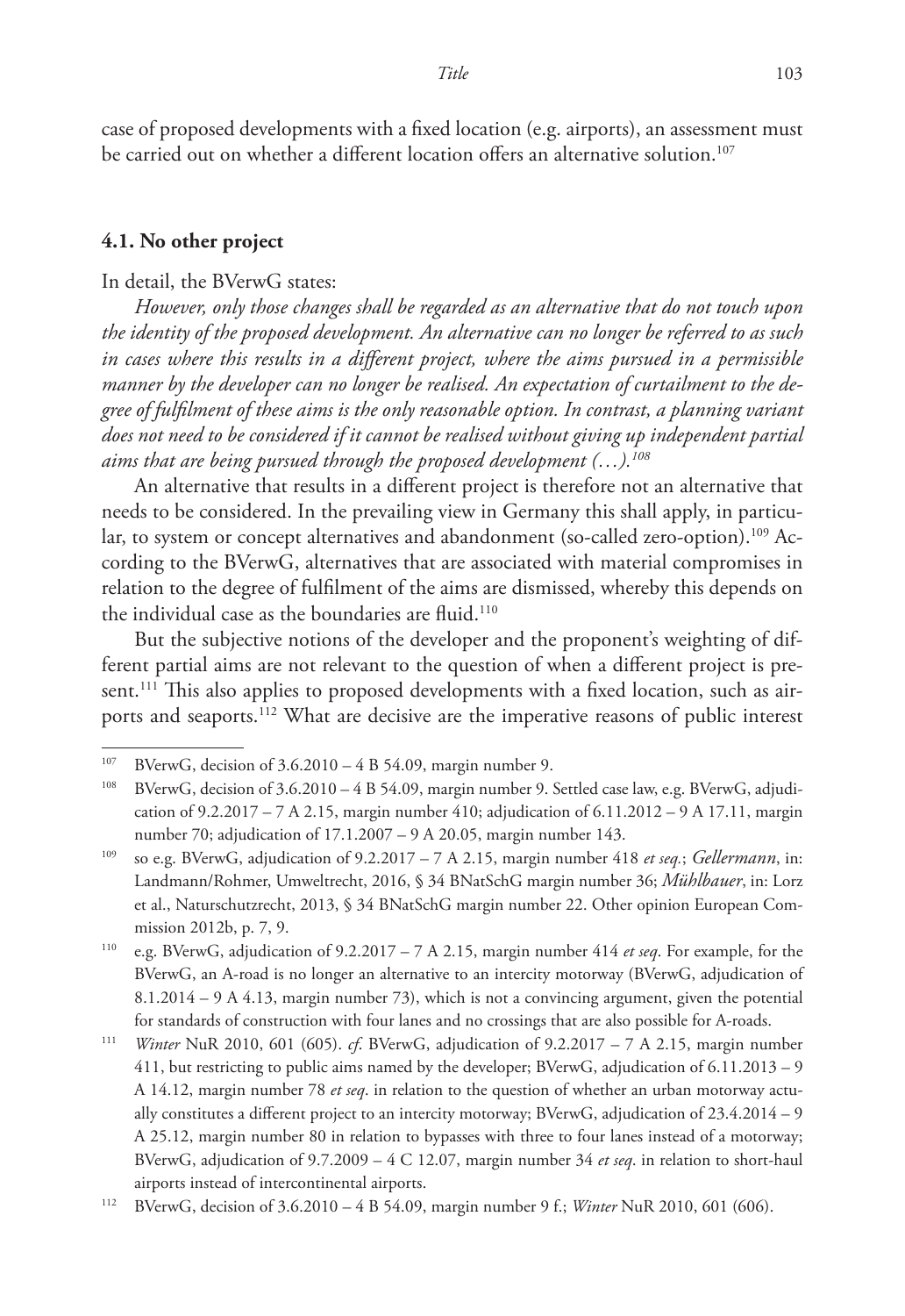case of proposed developments with a fixed location (e.g. airports), an assessment must be carried out on whether a different location offers an alternative solution.[107]

### 4.1. No other project

In detail, the BVerwG states:

*However, only those changes shall be regarded as an alternative that do not touch upon the identity of the proposed development. An alternative can no longer be referred to as such in cases where this results in a different project, where the aims pursued in a permissible manner by the developer can no longer be realised. An expectation of curtailment to the degree of fulfilment of these aims is the only reasonable option. In contrast, a planning variant does not need to be considered if it cannot be realised without giving up independent partial aims that are being pursued through the proposed development (…).*[108]

An alternative that results in a different project is therefore not an alternative that needs to be considered. In the prevailing view in Germany this shall apply, in particular, to system or concept alternatives and abandonment (so-called zero-option).[109] According to the BVerwG, alternatives that are associated with material compromises in relation to the degree of fulfilment of the aims are dismissed, whereby this depends on the individual case as the boundaries are fluid.[110]

But the subjective notions of the developer and the proponent's weighting of different partial aims are not relevant to the question of when a different project is present.[111] This also applies to proposed developments with a fixed location, such as airports and seaports.[112] What are decisive are the imperative reasons of public interest

---

[107] BVerwG, decision of 3.6.2010 – 4 B 54.09, margin number 9.

[108] BVerwG, decision of 3.6.2010 – 4 B 54.09, margin number 9. Settled case law, e.g. BVerwG, adjudication of 9.2.2017 – 7 A 2.15, margin number 410; adjudication of 6.11.2012 – 9 A 17.11, margin number 70; adjudication of 17.1.2007 – 9 A 20.05, margin number 143.

[109] so e.g. BVerwG, adjudication of 9.2.2017 – 7 A 2.15, margin number 418 *et seq.*; *Gellermann*, in: Landmann/Rohmer, Umweltrecht, 2016, § 34 BNatSchG margin number 36; *Mühlbauer*, in: Lorz et al., Naturschutzrecht, 2013, § 34 BNatSchG margin number 22. Other opinion European Commission 2012b, p. 7, 9.

[110] e.g. BVerwG, adjudication of 9.2.2017 – 7 A 2.15, margin number 414 *et seq*. For example, for the BVerwG, an A-road is no longer an alternative to an intercity motorway (BVerwG, adjudication of 8.1.2014 – 9 A 4.13, margin number 73), which is not a convincing argument, given the potential for standards of construction with four lanes and no crossings that are also possible for A-roads.

[111] *Winter* NuR 2010, 601 (605). *cf.* BVerwG, adjudication of 9.2.2017 – 7 A 2.15, margin number 411, but restricting to public aims named by the developer; BVerwG, adjudication of 6.11.2013 – 9 A 14.12, margin number 78 *et seq*. in relation to the question of whether an urban motorway actually constitutes a different project to an intercity motorway; BVerwG, adjudication of 23.4.2014 – 9 A 25.12, margin number 80 in relation to bypasses with three to four lanes instead of a motorway; BVerwG, adjudication of 9.7.2009 – 4 C 12.07, margin number 34 *et seq*. in relation to short-haul airports instead of intercontinental airports.

[112] BVerwG, decision of 3.6.2010 – 4 B 54.09, margin number 9 f.; *Winter* NuR 2010, 601 (606).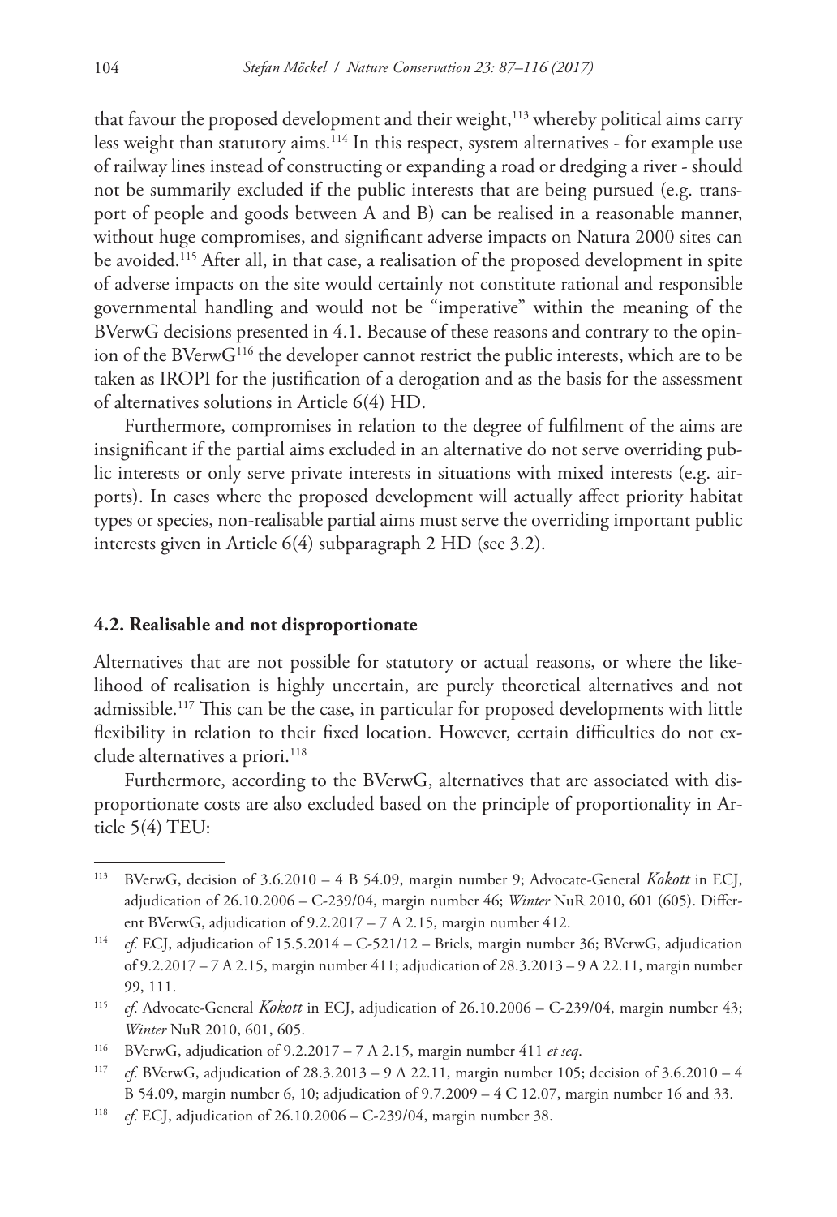that favour the proposed development and their weight,[113] whereby political aims carry less weight than statutory aims.[114] In this respect, system alternatives - for example use of railway lines instead of constructing or expanding a road or dredging a river - should not be summarily excluded if the public interests that are being pursued (e.g. transport of people and goods between A and B) can be realised in a reasonable manner, without huge compromises, and significant adverse impacts on Natura 2000 sites can be avoided.[115] After all, in that case, a realisation of the proposed development in spite of adverse impacts on the site would certainly not constitute rational and responsible governmental handling and would not be "imperative" within the meaning of the BVerwG decisions presented in 4.1. Because of these reasons and contrary to the opinion of the BVerwG[116] the developer cannot restrict the public interests, which are to be taken as IROPI for the justification of a derogation and as the basis for the assessment of alternatives solutions in Article 6(4) HD.

Furthermore, compromises in relation to the degree of fulfilment of the aims are insignificant if the partial aims excluded in an alternative do not serve overriding public interests or only serve private interests in situations with mixed interests (e.g. airports). In cases where the proposed development will actually affect priority habitat types or species, non-realisable partial aims must serve the overriding important public interests given in Article 6(4) subparagraph 2 HD (see 3.2).

### 4.2. Realisable and not disproportionate

Alternatives that are not possible for statutory or actual reasons, or where the likelihood of realisation is highly uncertain, are purely theoretical alternatives and not admissible.[117] This can be the case, in particular for proposed developments with little flexibility in relation to their fixed location. However, certain difficulties do not exclude alternatives a priori.[118]

Furthermore, according to the BVerwG, alternatives that are associated with disproportionate costs are also excluded based on the principle of proportionality in Article 5(4) TEU:

---

[113] BVerwG, decision of 3.6.2010 – 4 B 54.09, margin number 9; Advocate-General *Kokott* in ECJ, adjudication of 26.10.2006 – C-239/04, margin number 46; *Winter* NuR 2010, 601 (605). Different BVerwG, adjudication of 9.2.2017 – 7 A 2.15, margin number 412.

[114] *cf.* ECJ, adjudication of 15.5.2014 – C-521/12 – Briels, margin number 36; BVerwG, adjudication of 9.2.2017 – 7 A 2.15, margin number 411; adjudication of 28.3.2013 – 9 A 22.11, margin number 99, 111.

[115] *cf.* Advocate-General *Kokott* in ECJ, adjudication of 26.10.2006 – C-239/04, margin number 43; *Winter* NuR 2010, 601, 605.

[116] BVerwG, adjudication of 9.2.2017 – 7 A 2.15, margin number 411 *et seq*.

[117] *cf.* BVerwG, adjudication of 28.3.2013 – 9 A 22.11, margin number 105; decision of 3.6.2010 – 4 B 54.09, margin number 6, 10; adjudication of 9.7.2009 – 4 C 12.07, margin number 16 and 33.

[118] *cf.* ECJ, adjudication of 26.10.2006 – C-239/04, margin number 38.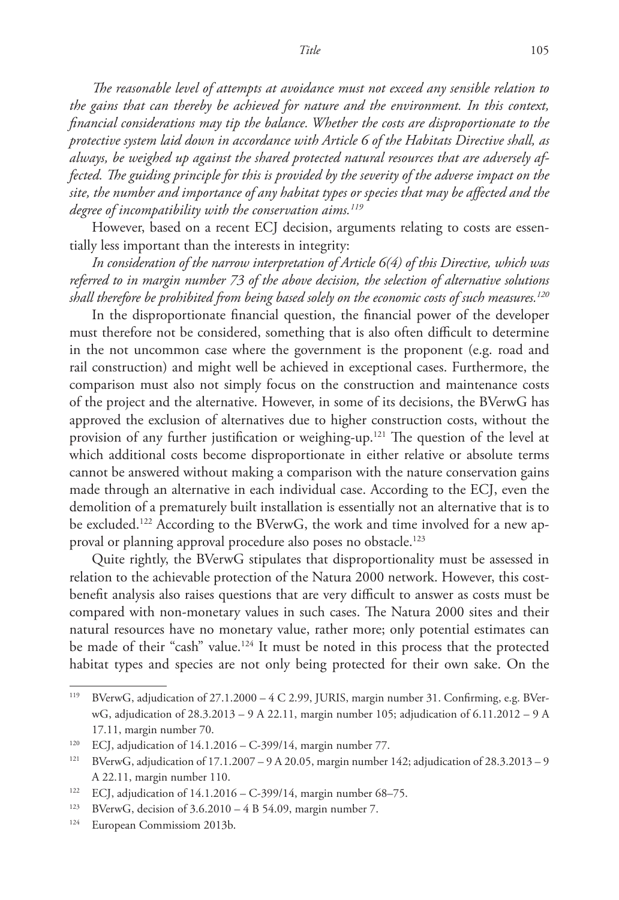*The reasonable level of attempts at avoidance must not exceed any sensible relation to the gains that can thereby be achieved for nature and the environment. In this context, financial considerations may tip the balance. Whether the costs are disproportionate to the protective system laid down in accordance with Article 6 of the Habitats Directive shall, as always, be weighed up against the shared protected natural resources that are adversely affected. The guiding principle for this is provided by the severity of the adverse impact on the site, the number and importance of any habitat types or species that may be affected and the degree of incompatibility with the conservation aims.*[119]

However, based on a recent ECJ decision, arguments relating to costs are essentially less important than the interests in integrity:

*In consideration of the narrow interpretation of Article 6(4) of this Directive, which was referred to in margin number 73 of the above decision, the selection of alternative solutions shall therefore be prohibited from being based solely on the economic costs of such measures.*[120]

In the disproportionate financial question, the financial power of the developer must therefore not be considered, something that is also often difficult to determine in the not uncommon case where the government is the proponent (e.g. road and rail construction) and might well be achieved in exceptional cases. Furthermore, the comparison must also not simply focus on the construction and maintenance costs of the project and the alternative. However, in some of its decisions, the BVerwG has approved the exclusion of alternatives due to higher construction costs, without the provision of any further justification or weighing-up.[121] The question of the level at which additional costs become disproportionate in either relative or absolute terms cannot be answered without making a comparison with the nature conservation gains made through an alternative in each individual case. According to the ECJ, even the demolition of a prematurely built installation is essentially not an alternative that is to be excluded.[122] According to the BVerwG, the work and time involved for a new approval or planning approval procedure also poses no obstacle.[123]

Quite rightly, the BVerwG stipulates that disproportionality must be assessed in relation to the achievable protection of the Natura 2000 network. However, this cost-benefit analysis also raises questions that are very difficult to answer as costs must be compared with non-monetary values in such cases. The Natura 2000 sites and their natural resources have no monetary value, rather more; only potential estimates can be made of their "cash" value.[124] It must be noted in this process that the protected habitat types and species are not only being protected for their own sake. On the

---

[119] BVerwG, adjudication of 27.1.2000 – 4 C 2.99, JURIS, margin number 31. Confirming, e.g. BVerwG, adjudication of 28.3.2013 – 9 A 22.11, margin number 105; adjudication of 6.11.2012 – 9 A 17.11, margin number 70.

[120] ECJ, adjudication of 14.1.2016 – C-399/14, margin number 77.

[121] BVerwG, adjudication of 17.1.2007 – 9 A 20.05, margin number 142; adjudication of 28.3.2013 – 9 A 22.11, margin number 110.

[122] ECJ, adjudication of 14.1.2016 – C-399/14, margin number 68–75.

[123] BVerwG, decision of 3.6.2010 – 4 B 54.09, margin number 7.

[124] European Commissiom 2013b.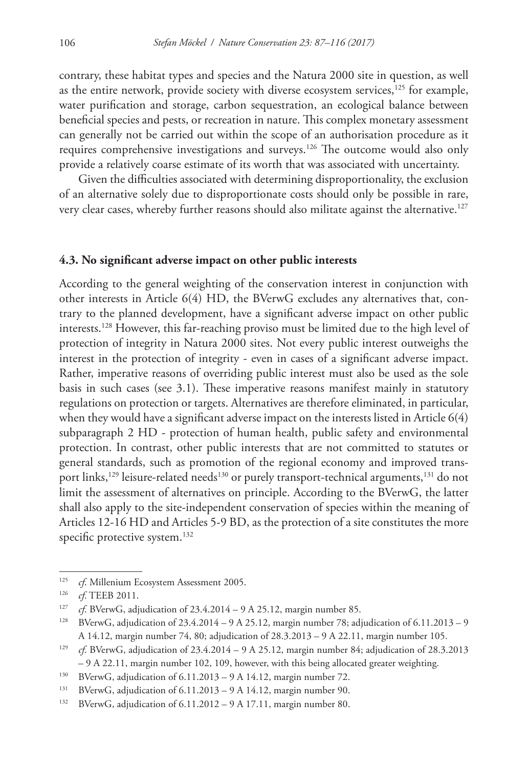contrary, these habitat types and species and the Natura 2000 site in question, as well as the entire network, provide society with diverse ecosystem services,[125] for example, water purification and storage, carbon sequestration, an ecological balance between beneficial species and pests, or recreation in nature. This complex monetary assessment can generally not be carried out within the scope of an authorisation procedure as it requires comprehensive investigations and surveys.[126] The outcome would also only provide a relatively coarse estimate of its worth that was associated with uncertainty.

Given the difficulties associated with determining disproportionality, the exclusion of an alternative solely due to disproportionate costs should only be possible in rare, very clear cases, whereby further reasons should also militate against the alternative.[127]

### 4.3. No significant adverse impact on other public interests

According to the general weighting of the conservation interest in conjunction with other interests in Article 6(4) HD, the BVerwG excludes any alternatives that, contrary to the planned development, have a significant adverse impact on other public interests.[128] However, this far-reaching proviso must be limited due to the high level of protection of integrity in Natura 2000 sites. Not every public interest outweighs the interest in the protection of integrity - even in cases of a significant adverse impact. Rather, imperative reasons of overriding public interest must also be used as the sole basis in such cases (see 3.1). These imperative reasons manifest mainly in statutory regulations on protection or targets. Alternatives are therefore eliminated, in particular, when they would have a significant adverse impact on the interests listed in Article 6(4) subparagraph 2 HD - protection of human health, public safety and environmental protection. In contrast, other public interests that are not committed to statutes or general standards, such as promotion of the regional economy and improved transport links,[129] leisure-related needs[130] or purely transport-technical arguments,[131] do not limit the assessment of alternatives on principle. According to the BVerwG, the latter shall also apply to the site-independent conservation of species within the meaning of Articles 12-16 HD and Articles 5-9 BD, as the protection of a site constitutes the more specific protective system.[132]

---

[125] *cf.* Millenium Ecosystem Assessment 2005.

[126] *cf.* TEEB 2011.

[127] *cf.* BVerwG, adjudication of 23.4.2014 – 9 A 25.12, margin number 85.

[128] BVerwG, adjudication of 23.4.2014 – 9 A 25.12, margin number 78; adjudication of 6.11.2013 – 9 A 14.12, margin number 74, 80; adjudication of 28.3.2013 – 9 A 22.11, margin number 105.

[129] *cf.* BVerwG, adjudication of 23.4.2014 – 9 A 25.12, margin number 84; adjudication of 28.3.2013 – 9 A 22.11, margin number 102, 109, however, with this being allocated greater weighting.

[130] BVerwG, adjudication of 6.11.2013 – 9 A 14.12, margin number 72.

[131] BVerwG, adjudication of 6.11.2013 – 9 A 14.12, margin number 90.

[132] BVerwG, adjudication of 6.11.2012 – 9 A 17.11, margin number 80.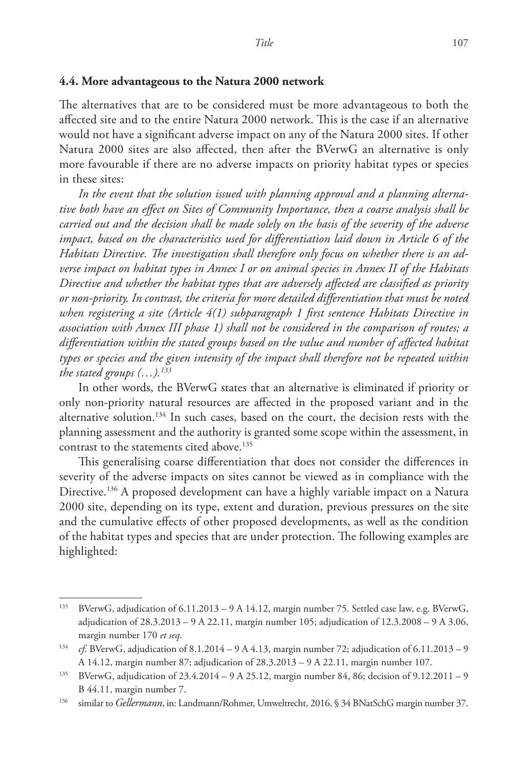### 4.4. More advantageous to the Natura 2000 network

The alternatives that are to be considered must be more advantageous to both the affected site and to the entire Natura 2000 network. This is the case if an alternative would not have a significant adverse impact on any of the Natura 2000 sites. If other Natura 2000 sites are also affected, then after the BVerwG an alternative is only more favourable if there are no adverse impacts on priority habitat types or species in these sites:

*In the event that the solution issued with planning approval and a planning alternative both have an effect on Sites of Community Importance, then a coarse analysis shall be carried out and the decision shall be made solely on the basis of the severity of the adverse impact, based on the characteristics used for differentiation laid down in Article 6 of the Habitats Directive. The investigation shall therefore only focus on whether there is an adverse impact on habitat types in Annex I or on animal species in Annex II of the Habitats Directive and whether the habitat types that are adversely affected are classified as priority or non-priority. In contrast, the criteria for more detailed differentiation that must be noted when registering a site (Article 4(1) subparagraph 1 first sentence Habitats Directive in association with Annex III phase 1) shall not be considered in the comparison of routes; a differentiation within the stated groups based on the value and number of affected habitat types or species and the given intensity of the impact shall therefore not be repeated within the stated groups (…).*[133]

In other words, the BVerwG states that an alternative is eliminated if priority or only non-priority natural resources are affected in the proposed variant and in the alternative solution.[134] In such cases, based on the court, the decision rests with the planning assessment and the authority is granted some scope within the assessment, in contrast to the statements cited above.[135]

This generalising coarse differentiation that does not consider the differences in severity of the adverse impacts on sites cannot be viewed as in compliance with the Directive.[136] A proposed development can have a highly variable impact on a Natura 2000 site, depending on its type, extent and duration, previous pressures on the site and the cumulative effects of other proposed developments, as well as the condition of the habitat types and species that are under protection. The following examples are highlighted:

---

[133] BVerwG, adjudication of 6.11.2013 – 9 A 14.12, margin number 75. Settled case law, e.g. BVerwG, adjudication of 28.3.2013 – 9 A 22.11, margin number 105; adjudication of 12.3.2008 – 9 A 3.06, margin number 170 *et seq*.

[134] *cf.* BVerwG, adjudication of 8.1.2014 – 9 A 4.13, margin number 72; adjudication of 6.11.2013 – 9 A 14.12, margin number 87; adjudication of 28.3.2013 – 9 A 22.11, margin number 107.

[135] BVerwG, adjudication of 23.4.2014 – 9 A 25.12, margin number 84, 86; decision of 9.12.2011 – 9 B 44.11, margin number 7.

[136] similar to *Gellermann*, in: Landmann/Rohmer, Umweltrecht, 2016, § 34 BNatSchG margin number 37.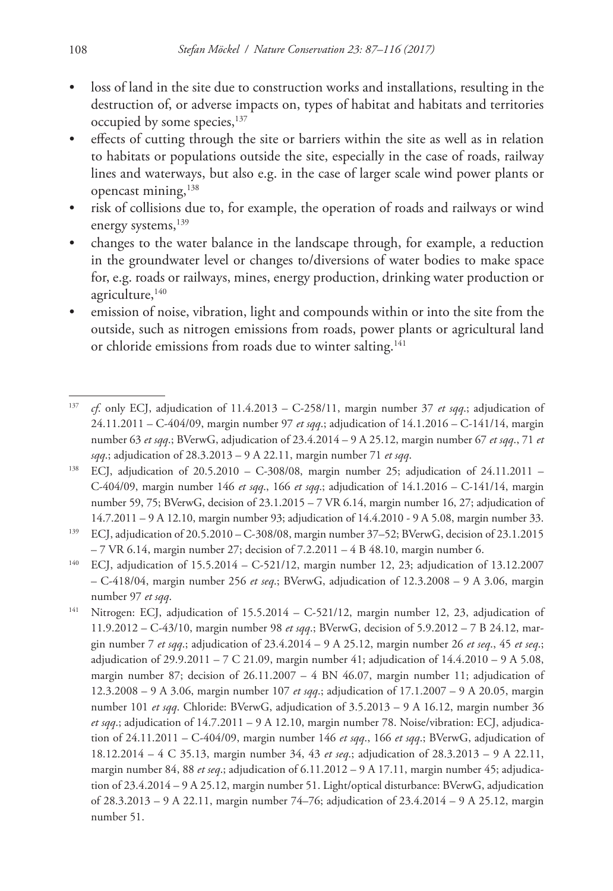- loss of land in the site due to construction works and installations, resulting in the destruction of, or adverse impacts on, types of habitat and habitats and territories occupied by some species,[137]
- effects of cutting through the site or barriers within the site as well as in relation to habitats or populations outside the site, especially in the case of roads, railway lines and waterways, but also e.g. in the case of larger scale wind power plants or opencast mining,[138]
- risk of collisions due to, for example, the operation of roads and railways or wind energy systems,[139]
- changes to the water balance in the landscape through, for example, a reduction in the groundwater level or changes to/diversions of water bodies to make space for, e.g. roads or railways, mines, energy production, drinking water production or agriculture,[140]
- emission of noise, vibration, light and compounds within or into the site from the outside, such as nitrogen emissions from roads, power plants or agricultural land or chloride emissions from roads due to winter salting.[141]

---

[137] *cf.* only ECJ, adjudication of 11.4.2013 – C-258/11, margin number 37 *et sqq*.; adjudication of 24.11.2011 – C-404/09, margin number 97 *et sqq*.; adjudication of 14.1.2016 – C-141/14, margin number 63 *et sqq*.; BVerwG, adjudication of 23.4.2014 – 9 A 25.12, margin number 67 *et sqq*., 71 *et sqq*.; adjudication of 28.3.2013 – 9 A 22.11, margin number 71 *et sqq*.

[138] ECJ, adjudication of 20.5.2010 – C-308/08, margin number 25; adjudication of 24.11.2011 – C-404/09, margin number 146 *et sqq*., 166 *et sqq*.; adjudication of 14.1.2016 – C-141/14, margin number 59, 75; BVerwG, decision of 23.1.2015 – 7 VR 6.14, margin number 16, 27; adjudication of 14.7.2011 – 9 A 12.10, margin number 93; adjudication of 14.4.2010 - 9 A 5.08, margin number 33.

[139] ECJ, adjudication of 20.5.2010 – C-308/08, margin number 37–52; BVerwG, decision of 23.1.2015 – 7 VR 6.14, margin number 27; decision of 7.2.2011 – 4 B 48.10, margin number 6.

[140] ECJ, adjudication of 15.5.2014 – C-521/12, margin number 12, 23; adjudication of 13.12.2007 – C-418/04, margin number 256 *et seq*.; BVerwG, adjudication of 12.3.2008 – 9 A 3.06, margin number 97 *et sqq*.

[141] Nitrogen: ECJ, adjudication of 15.5.2014 – C-521/12, margin number 12, 23, adjudication of 11.9.2012 – C-43/10, margin number 98 *et sqq*.; BVerwG, decision of 5.9.2012 – 7 B 24.12, margin number 7 *et sqq*.; adjudication of 23.4.2014 – 9 A 25.12, margin number 26 *et seq*., 45 *et seq*.; adjudication of 29.9.2011 – 7 C 21.09, margin number 41; adjudication of 14.4.2010 – 9 A 5.08, margin number 87; decision of 26.11.2007 – 4 BN 46.07, margin number 11; adjudication of 12.3.2008 – 9 A 3.06, margin number 107 *et sqq*.; adjudication of 17.1.2007 – 9 A 20.05, margin number 101 *et sqq*. Chloride: BVerwG, adjudication of 3.5.2013 – 9 A 16.12, margin number 36 *et sqq*.; adjudication of 14.7.2011 – 9 A 12.10, margin number 78. Noise/vibration: ECJ, adjudication of 24.11.2011 – C-404/09, margin number 146 *et sqq*., 166 *et sqq*.; BVerwG, adjudication of 18.12.2014 – 4 C 35.13, margin number 34, 43 *et seq*.; adjudication of 28.3.2013 – 9 A 22.11, margin number 84, 88 *et seq*.; adjudication of 6.11.2012 – 9 A 17.11, margin number 45; adjudication of 23.4.2014 – 9 A 25.12, margin number 51. Light/optical disturbance: BVerwG, adjudication of 28.3.2013 – 9 A 22.11, margin number 74–76; adjudication of 23.4.2014 – 9 A 25.12, margin number 51.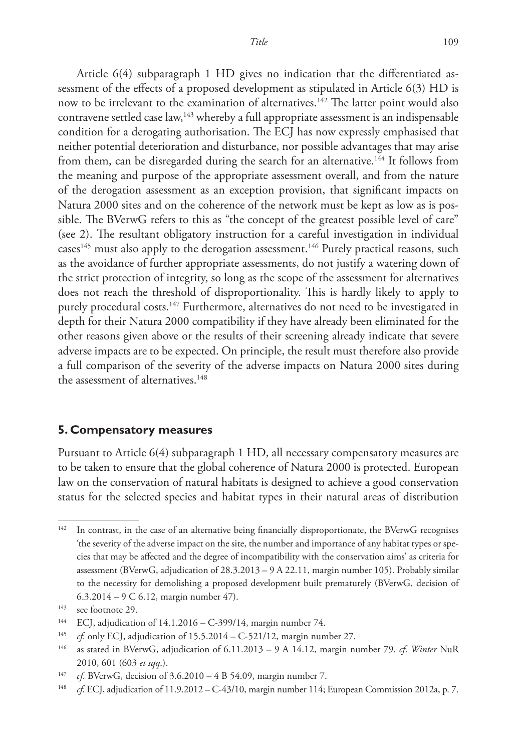Article 6(4) subparagraph 1 HD gives no indication that the differentiated assessment of the effects of a proposed development as stipulated in Article 6(3) HD is now to be irrelevant to the examination of alternatives.[142] The latter point would also contravene settled case law,[143] whereby a full appropriate assessment is an indispensable condition for a derogating authorisation. The ECJ has now expressly emphasised that neither potential deterioration and disturbance, nor possible advantages that may arise from them, can be disregarded during the search for an alternative.[144] It follows from the meaning and purpose of the appropriate assessment overall, and from the nature of the derogation assessment as an exception provision, that significant impacts on Natura 2000 sites and on the coherence of the network must be kept as low as is possible. The BVerwG refers to this as "the concept of the greatest possible level of care" (see 2). The resultant obligatory instruction for a careful investigation in individual cases[145] must also apply to the derogation assessment.[146] Purely practical reasons, such as the avoidance of further appropriate assessments, do not justify a watering down of the strict protection of integrity, so long as the scope of the assessment for alternatives does not reach the threshold of disproportionality. This is hardly likely to apply to purely procedural costs.[147] Furthermore, alternatives do not need to be investigated in depth for their Natura 2000 compatibility if they have already been eliminated for the other reasons given above or the results of their screening already indicate that severe adverse impacts are to be expected. On principle, the result must therefore also provide a full comparison of the severity of the adverse impacts on Natura 2000 sites during the assessment of alternatives.[148]

## 5. Compensatory measures

Pursuant to Article 6(4) subparagraph 1 HD, all necessary compensatory measures are to be taken to ensure that the global coherence of Natura 2000 is protected. European law on the conservation of natural habitats is designed to achieve a good conservation status for the selected species and habitat types in their natural areas of distribution

---

[142] In contrast, in the case of an alternative being financially disproportionate, the BVerwG recognises 'the severity of the adverse impact on the site, the number and importance of any habitat types or species that may be affected and the degree of incompatibility with the conservation aims' as criteria for assessment (BVerwG, adjudication of 28.3.2013 – 9 A 22.11, margin number 105). Probably similar to the necessity for demolishing a proposed development built prematurely (BVerwG, decision of 6.3.2014 – 9 C 6.12, margin number 47).

[143] see footnote 29.

[144] ECJ, adjudication of 14.1.2016 – C-399/14, margin number 74.

[145] *cf.* only ECJ, adjudication of 15.5.2014 – C-521/12, margin number 27.

[146] as stated in BVerwG, adjudication of 6.11.2013 – 9 A 14.12, margin number 79. *cf. Winter* NuR 2010, 601 (603 *et sqq*.).

[147] *cf.* BVerwG, decision of 3.6.2010 – 4 B 54.09, margin number 7.

[148] *cf.* ECJ, adjudication of 11.9.2012 – C-43/10, margin number 114; European Commission 2012a, p. 7.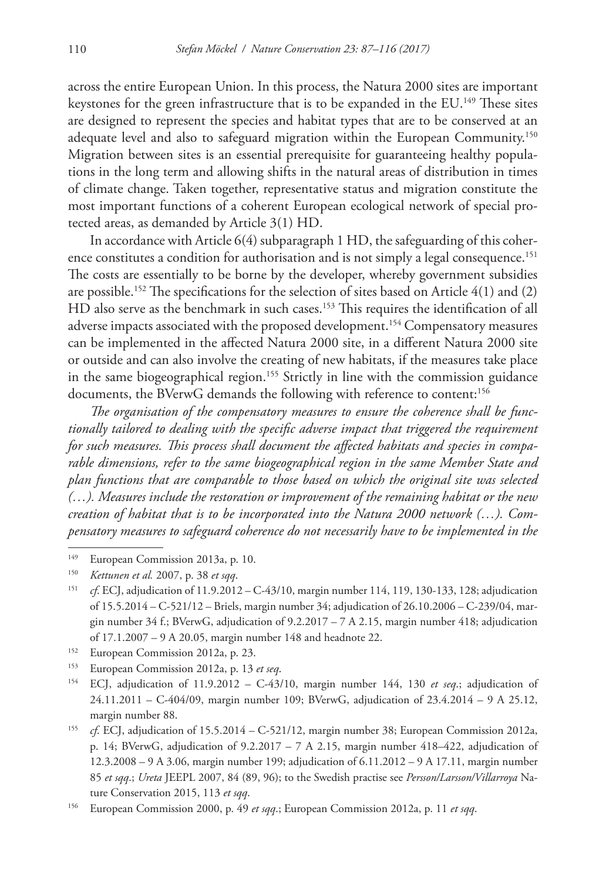across the entire European Union. In this process, the Natura 2000 sites are important keystones for the green infrastructure that is to be expanded in the EU.[149] These sites are designed to represent the species and habitat types that are to be conserved at an adequate level and also to safeguard migration within the European Community.[150] Migration between sites is an essential prerequisite for guaranteeing healthy populations in the long term and allowing shifts in the natural areas of distribution in times of climate change. Taken together, representative status and migration constitute the most important functions of a coherent European ecological network of special protected areas, as demanded by Article 3(1) HD.

In accordance with Article 6(4) subparagraph 1 HD, the safeguarding of this coherence constitutes a condition for authorisation and is not simply a legal consequence.[151] The costs are essentially to be borne by the developer, whereby government subsidies are possible.[152] The specifications for the selection of sites based on Article 4(1) and (2) HD also serve as the benchmark in such cases.[153] This requires the identification of all adverse impacts associated with the proposed development.[154] Compensatory measures can be implemented in the affected Natura 2000 site, in a different Natura 2000 site or outside and can also involve the creating of new habitats, if the measures take place in the same biogeographical region.[155] Strictly in line with the commission guidance documents, the BVerwG demands the following with reference to content:[156]

*The organisation of the compensatory measures to ensure the coherence shall be functionally tailored to dealing with the specific adverse impact that triggered the requirement for such measures. This process shall document the affected habitats and species in comparable dimensions, refer to the same biogeographical region in the same Member State and plan functions that are comparable to those based on which the original site was selected (…). Measures include the restoration or improvement of the remaining habitat or the new creation of habitat that is to be incorporated into the Natura 2000 network (…). Compensatory measures to safeguard coherence do not necessarily have to be implemented in the*

---

[149] European Commission 2013a, p. 10.

[150] *Kettunen et al.* 2007, p. 38 *et sqq*.

[151] *cf.* ECJ, adjudication of 11.9.2012 – C-43/10, margin number 114, 119, 130-133, 128; adjudication of 15.5.2014 – C-521/12 – Briels, margin number 34; adjudication of 26.10.2006 – C-239/04, margin number 34 f.; BVerwG, adjudication of 9.2.2017 – 7 A 2.15, margin number 418; adjudication of 17.1.2007 – 9 A 20.05, margin number 148 and headnote 22.

[152] European Commission 2012a, p. 23.

[153] European Commission 2012a, p. 13 *et seq*.

[154] ECJ, adjudication of 11.9.2012 – C-43/10, margin number 144, 130 *et seq*.; adjudication of 24.11.2011 – C-404/09, margin number 109; BVerwG, adjudication of 23.4.2014 – 9 A 25.12, margin number 88.

[155] *cf.* ECJ, adjudication of 15.5.2014 – C-521/12, margin number 38; European Commission 2012a, p. 14; BVerwG, adjudication of 9.2.2017 – 7 A 2.15, margin number 418–422, adjudication of 12.3.2008 – 9 A 3.06, margin number 199; adjudication of 6.11.2012 – 9 A 17.11, margin number 85 *et sqq*.; *Ureta* JEEPL 2007, 84 (89, 96); to the Swedish practise see *Persson/Larsson/Villarroya* Nature Conservation 2015, 113 *et sqq*.

[156] European Commission 2000, p. 49 *et sqq*.; European Commission 2012a, p. 11 *et sqq*.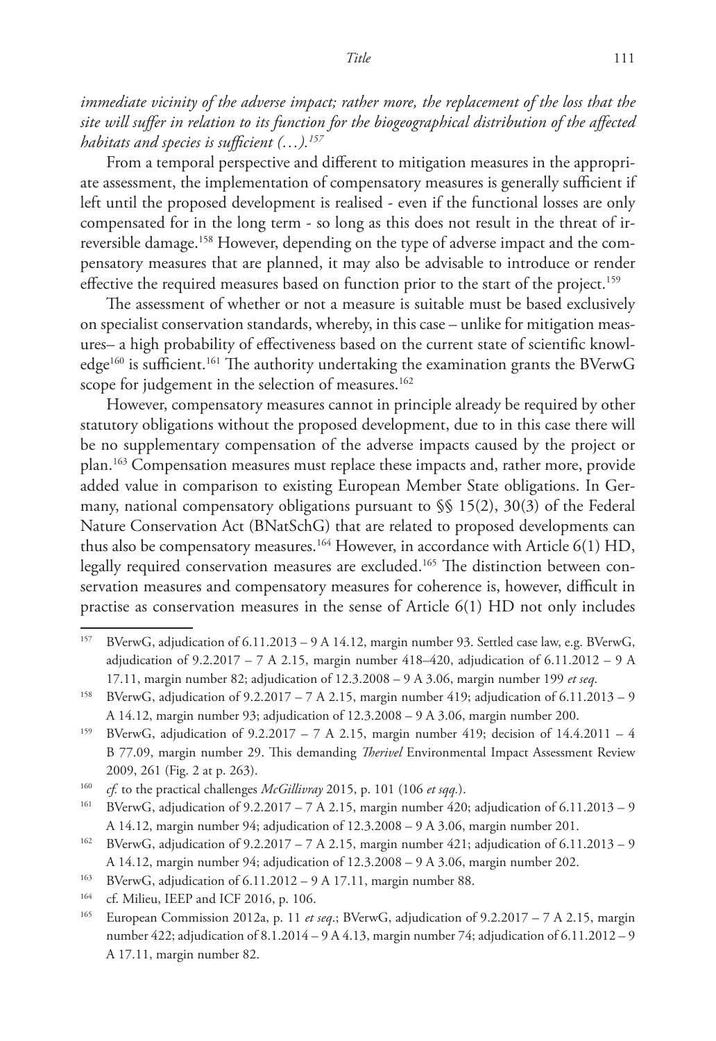*immediate vicinity of the adverse impact; rather more, the replacement of the loss that the site will suffer in relation to its function for the biogeographical distribution of the affected habitats and species is sufficient (…).*[157]

From a temporal perspective and different to mitigation measures in the appropriate assessment, the implementation of compensatory measures is generally sufficient if left until the proposed development is realised - even if the functional losses are only compensated for in the long term - so long as this does not result in the threat of irreversible damage.[158] However, depending on the type of adverse impact and the compensatory measures that are planned, it may also be advisable to introduce or render effective the required measures based on function prior to the start of the project.[159]

The assessment of whether or not a measure is suitable must be based exclusively on specialist conservation standards, whereby, in this case – unlike for mitigation measures– a high probability of effectiveness based on the current state of scientific knowledge[160] is sufficient.[161] The authority undertaking the examination grants the BVerwG scope for judgement in the selection of measures.[162]

However, compensatory measures cannot in principle already be required by other statutory obligations without the proposed development, due to in this case there will be no supplementary compensation of the adverse impacts caused by the project or plan.[163] Compensation measures must replace these impacts and, rather more, provide added value in comparison to existing European Member State obligations. In Germany, national compensatory obligations pursuant to §§ 15(2), 30(3) of the Federal Nature Conservation Act (BNatSchG) that are related to proposed developments can thus also be compensatory measures.[164] However, in accordance with Article 6(1) HD, legally required conservation measures are excluded.[165] The distinction between conservation measures and compensatory measures for coherence is, however, difficult in practise as conservation measures in the sense of Article 6(1) HD not only includes

---

[157] BVerwG, adjudication of 6.11.2013 – 9 A 14.12, margin number 93. Settled case law, e.g. BVerwG, adjudication of 9.2.2017 – 7 A 2.15, margin number 418–420, adjudication of 6.11.2012 – 9 A 17.11, margin number 82; adjudication of 12.3.2008 – 9 A 3.06, margin number 199 *et seq*.

[158] BVerwG, adjudication of 9.2.2017 – 7 A 2.15, margin number 419; adjudication of 6.11.2013 – 9 A 14.12, margin number 93; adjudication of 12.3.2008 – 9 A 3.06, margin number 200.

[159] BVerwG, adjudication of 9.2.2017 – 7 A 2.15, margin number 419; decision of 14.4.2011 – 4 B 77.09, margin number 29. This demanding *Therivel* Environmental Impact Assessment Review 2009, 261 (Fig. 2 at p. 263).

[160] *cf.* to the practical challenges *McGillivray* 2015, p. 101 (106 *et sqq.*).

[161] BVerwG, adjudication of 9.2.2017 – 7 A 2.15, margin number 420; adjudication of 6.11.2013 – 9 A 14.12, margin number 94; adjudication of 12.3.2008 – 9 A 3.06, margin number 201.

[162] BVerwG, adjudication of 9.2.2017 – 7 A 2.15, margin number 421; adjudication of 6.11.2013 – 9 A 14.12, margin number 94; adjudication of 12.3.2008 – 9 A 3.06, margin number 202.

[163] BVerwG, adjudication of 6.11.2012 – 9 A 17.11, margin number 88.

[164] cf. Milieu, IEEP and ICF 2016, p. 106.

[165] European Commission 2012a, p. 11 *et seq*.; BVerwG, adjudication of 9.2.2017 – 7 A 2.15, margin number 422; adjudication of 8.1.2014 – 9 A 4.13, margin number 74; adjudication of 6.11.2012 – 9 A 17.11, margin number 82.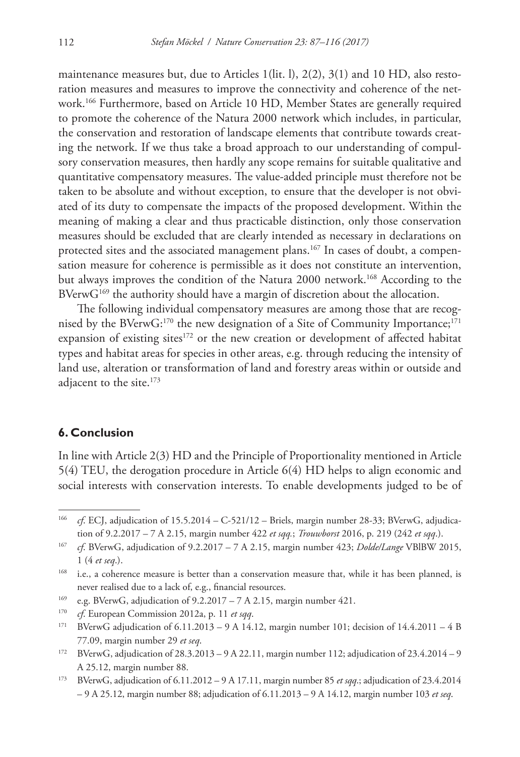maintenance measures but, due to Articles 1(lit. l), 2(2), 3(1) and 10 HD, also restoration measures and measures to improve the connectivity and coherence of the network.[166] Furthermore, based on Article 10 HD, Member States are generally required to promote the coherence of the Natura 2000 network which includes, in particular, the conservation and restoration of landscape elements that contribute towards creating the network. If we thus take a broad approach to our understanding of compulsory conservation measures, then hardly any scope remains for suitable qualitative and quantitative compensatory measures. The value-added principle must therefore not be taken to be absolute and without exception, to ensure that the developer is not obviated of its duty to compensate the impacts of the proposed development. Within the meaning of making a clear and thus practicable distinction, only those conservation measures should be excluded that are clearly intended as necessary in declarations on protected sites and the associated management plans.[167] In cases of doubt, a compensation measure for coherence is permissible as it does not constitute an intervention, but always improves the condition of the Natura 2000 network.[168] According to the BVerwG[169] the authority should have a margin of discretion about the allocation.

The following individual compensatory measures are among those that are recognised by the BVerwG:[170] the new designation of a Site of Community Importance;[171] expansion of existing sites[172] or the new creation or development of affected habitat types and habitat areas for species in other areas, e.g. through reducing the intensity of land use, alteration or transformation of land and forestry areas within or outside and adjacent to the site.[173]

## 6. Conclusion

In line with Article 2(3) HD and the Principle of Proportionality mentioned in Article 5(4) TEU, the derogation procedure in Article 6(4) HD helps to align economic and social interests with conservation interests. To enable developments judged to be of

---

[166] *cf.* ECJ, adjudication of 15.5.2014 – C-521/12 – Briels, margin number 28-33; BVerwG, adjudication of 9.2.2017 – 7 A 2.15, margin number 422 *et sqq.*; *Trouwborst* 2016, p. 219 (242 *et sqq.*).

[167] *cf.* BVerwG, adjudication of 9.2.2017 – 7 A 2.15, margin number 423; *Dolde/Lange* VBlBW 2015, 1 (4 *et seq.*).

[168] i.e., a coherence measure is better than a conservation measure that, while it has been planned, is never realised due to a lack of, e.g., financial resources.

[169] e.g. BVerwG, adjudication of 9.2.2017 – 7 A 2.15, margin number 421.

[170] *cf.* European Commission 2012a, p. 11 *et sqq.*

[171] BVerwG adjudication of 6.11.2013 – 9 A 14.12, margin number 101; decision of 14.4.2011 – 4 B 77.09, margin number 29 *et seq.*

[172] BVerwG, adjudication of 28.3.2013 – 9 A 22.11, margin number 112; adjudication of 23.4.2014 – 9 A 25.12, margin number 88.

[173] BVerwG, adjudication of 6.11.2012 – 9 A 17.11, margin number 85 *et sqq.*; adjudication of 23.4.2014 – 9 A 25.12, margin number 88; adjudication of 6.11.2013 – 9 A 14.12, margin number 103 *et seq.*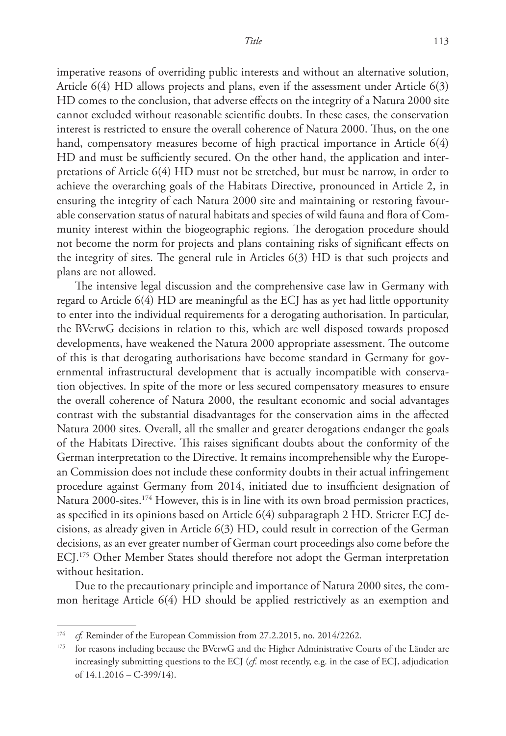imperative reasons of overriding public interests and without an alternative solution, Article 6(4) HD allows projects and plans, even if the assessment under Article 6(3) HD comes to the conclusion, that adverse effects on the integrity of a Natura 2000 site cannot excluded without reasonable scientific doubts. In these cases, the conservation interest is restricted to ensure the overall coherence of Natura 2000. Thus, on the one hand, compensatory measures become of high practical importance in Article 6(4) HD and must be sufficiently secured. On the other hand, the application and interpretations of Article 6(4) HD must not be stretched, but must be narrow, in order to achieve the overarching goals of the Habitats Directive, pronounced in Article 2, in ensuring the integrity of each Natura 2000 site and maintaining or restoring favourable conservation status of natural habitats and species of wild fauna and flora of Community interest within the biogeographic regions. The derogation procedure should not become the norm for projects and plans containing risks of significant effects on the integrity of sites. The general rule in Articles 6(3) HD is that such projects and plans are not allowed.

The intensive legal discussion and the comprehensive case law in Germany with regard to Article 6(4) HD are meaningful as the ECJ has as yet had little opportunity to enter into the individual requirements for a derogating authorisation. In particular, the BVerwG decisions in relation to this, which are well disposed towards proposed developments, have weakened the Natura 2000 appropriate assessment. The outcome of this is that derogating authorisations have become standard in Germany for governmental infrastructural development that is actually incompatible with conservation objectives. In spite of the more or less secured compensatory measures to ensure the overall coherence of Natura 2000, the resultant economic and social advantages contrast with the substantial disadvantages for the conservation aims in the affected Natura 2000 sites. Overall, all the smaller and greater derogations endanger the goals of the Habitats Directive. This raises significant doubts about the conformity of the German interpretation to the Directive. It remains incomprehensible why the European Commission does not include these conformity doubts in their actual infringement procedure against Germany from 2014, initiated due to insufficient designation of Natura 2000-sites.[174] However, this is in line with its own broad permission practices, as specified in its opinions based on Article 6(4) subparagraph 2 HD. Stricter ECJ decisions, as already given in Article 6(3) HD, could result in correction of the German decisions, as an ever greater number of German court proceedings also come before the ECJ.[175] Other Member States should therefore not adopt the German interpretation without hesitation.

Due to the precautionary principle and importance of Natura 2000 sites, the common heritage Article 6(4) HD should be applied restrictively as an exemption and

---

[174] *cf.* Reminder of the European Commission from 27.2.2015, no. 2014/2262.

[175] for reasons including because the BVerwG and the Higher Administrative Courts of the Länder are increasingly submitting questions to the ECJ (*cf.* most recently, e.g. in the case of ECJ, adjudication of 14.1.2016 – C-399/14).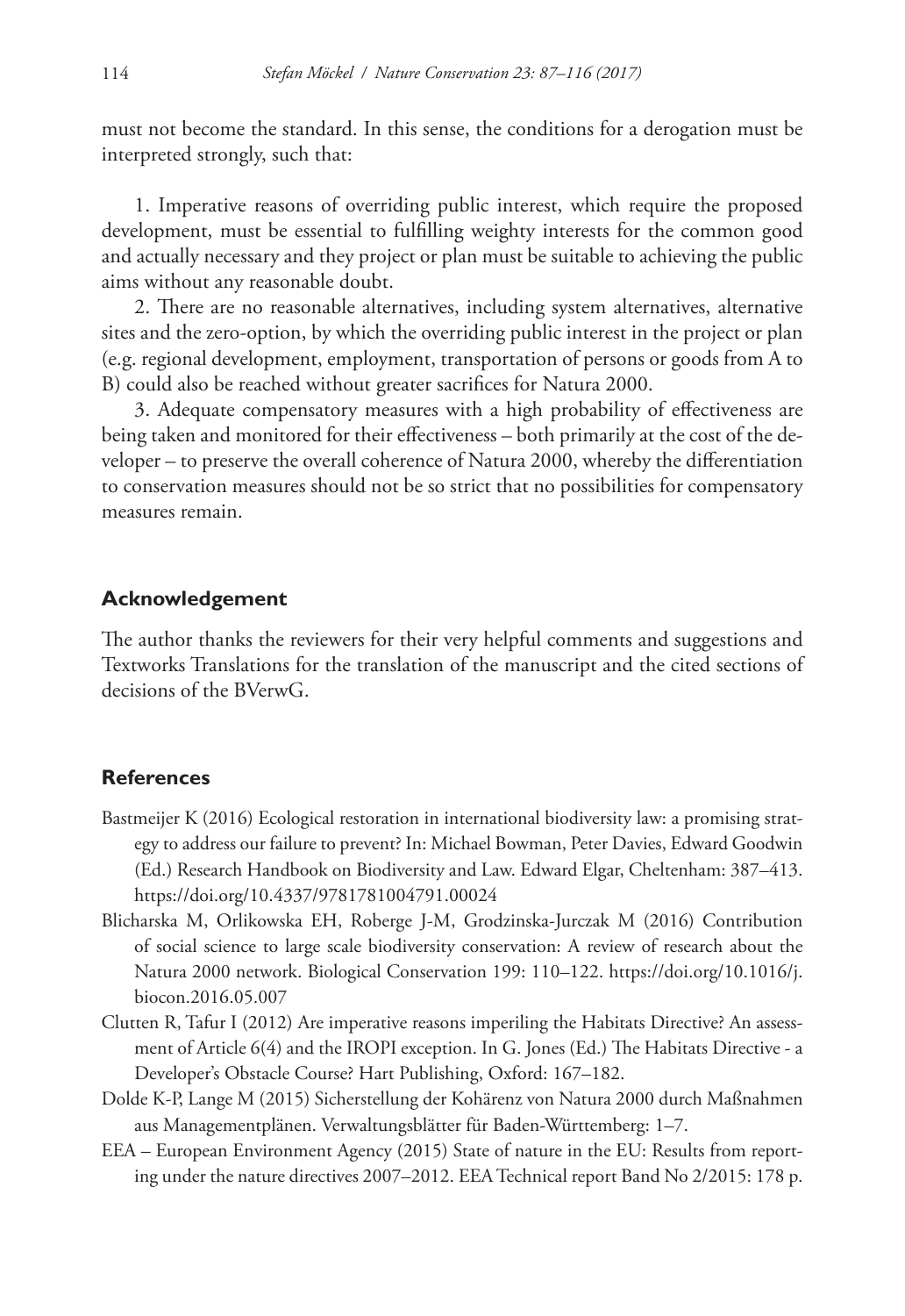must not become the standard. In this sense, the conditions for a derogation must be interpreted strongly, such that:

1. Imperative reasons of overriding public interest, which require the proposed development, must be essential to fulfilling weighty interests for the common good and actually necessary and they project or plan must be suitable to achieving the public aims without any reasonable doubt.

2. There are no reasonable alternatives, including system alternatives, alternative sites and the zero-option, by which the overriding public interest in the project or plan (e.g. regional development, employment, transportation of persons or goods from A to B) could also be reached without greater sacrifices for Natura 2000.

3. Adequate compensatory measures with a high probability of effectiveness are being taken and monitored for their effectiveness – both primarily at the cost of the developer – to preserve the overall coherence of Natura 2000, whereby the differentiation to conservation measures should not be so strict that no possibilities for compensatory measures remain.

## Acknowledgement

The author thanks the reviewers for their very helpful comments and suggestions and Textworks Translations for the translation of the manuscript and the cited sections of decisions of the BVerwG.

## References

Bastmeijer K (2016) Ecological restoration in international biodiversity law: a promising strategy to address our failure to prevent? In: Michael Bowman, Peter Davies, Edward Goodwin (Ed.) Research Handbook on Biodiversity and Law. Edward Elgar, Cheltenham: 387–413. https://doi.org/10.4337/9781781004791.00024

Blicharska M, Orlikowska EH, Roberge J-M, Grodzinska-Jurczak M (2016) Contribution of social science to large scale biodiversity conservation: A review of research about the Natura 2000 network. Biological Conservation 199: 110–122. https://doi.org/10.1016/j.biocon.2016.05.007

Clutten R, Tafur I (2012) Are imperative reasons imperiling the Habitats Directive? An assessment of Article 6(4) and the IROPI exception. In G. Jones (Ed.) The Habitats Directive - a Developer's Obstacle Course? Hart Publishing, Oxford: 167–182.

Dolde K-P, Lange M (2015) Sicherstellung der Kohärenz von Natura 2000 durch Maßnahmen aus Managementplänen. Verwaltungsblätter für Baden-Württemberg: 1–7.

EEA – European Environment Agency (2015) State of nature in the EU: Results from reporting under the nature directives 2007–2012. EEA Technical report Band No 2/2015: 178 p.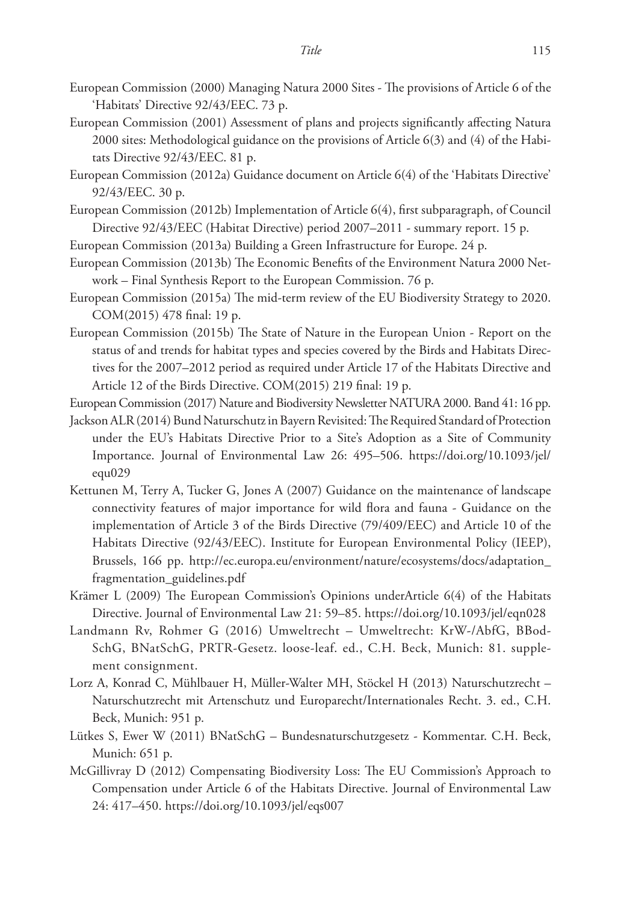European Commission (2000) Managing Natura 2000 Sites - The provisions of Article 6 of the 'Habitats' Directive 92/43/EEC. 73 p.

European Commission (2001) Assessment of plans and projects significantly affecting Natura 2000 sites: Methodological guidance on the provisions of Article 6(3) and (4) of the Habitats Directive 92/43/EEC. 81 p.

European Commission (2012a) Guidance document on Article 6(4) of the 'Habitats Directive' 92/43/EEC. 30 p.

European Commission (2012b) Implementation of Article 6(4), first subparagraph, of Council Directive 92/43/EEC (Habitat Directive) period 2007–2011 - summary report. 15 p.

European Commission (2013a) Building a Green Infrastructure for Europe. 24 p.

European Commission (2013b) The Economic Benefits of the Environment Natura 2000 Network – Final Synthesis Report to the European Commission. 76 p.

European Commission (2015a) The mid-term review of the EU Biodiversity Strategy to 2020. COM(2015) 478 final: 19 p.

European Commission (2015b) The State of Nature in the European Union - Report on the status of and trends for habitat types and species covered by the Birds and Habitats Directives for the 2007–2012 period as required under Article 17 of the Habitats Directive and Article 12 of the Birds Directive. COM(2015) 219 final: 19 p.

European Commission (2017) Nature and Biodiversity Newsletter NATURA 2000. Band 41: 16 pp.

Jackson ALR (2014) Bund Naturschutz in Bayern Revisited: The Required Standard of Protection under the EU's Habitats Directive Prior to a Site's Adoption as a Site of Community Importance. Journal of Environmental Law 26: 495–506. https://doi.org/10.1093/jel/equ029

Kettunen M, Terry A, Tucker G, Jones A (2007) Guidance on the maintenance of landscape connectivity features of major importance for wild flora and fauna - Guidance on the implementation of Article 3 of the Birds Directive (79/409/EEC) and Article 10 of the Habitats Directive (92/43/EEC). Institute for European Environmental Policy (IEEP), Brussels, 166 pp. http://ec.europa.eu/environment/nature/ecosystems/docs/adaptation_fragmentation_guidelines.pdf

Krämer L (2009) The European Commission's Opinions underArticle 6(4) of the Habitats Directive. Journal of Environmental Law 21: 59–85. https://doi.org/10.1093/jel/eqn028

Landmann Rv, Rohmer G (2016) Umweltrecht – Umweltrecht: KrW-/AbfG, BBodSchG, BNatSchG, PRTR-Gesetz. loose-leaf. ed., C.H. Beck, Munich: 81. supplement consignment.

Lorz A, Konrad C, Mühlbauer H, Müller-Walter MH, Stöckel H (2013) Naturschutzrecht – Naturschutzrecht mit Artenschutz und Europarecht/Internationales Recht. 3. ed., C.H. Beck, Munich: 951 p.

Lütkes S, Ewer W (2011) BNatSchG – Bundesnaturschutzgesetz - Kommentar. C.H. Beck, Munich: 651 p.

McGillivray D (2012) Compensating Biodiversity Loss: The EU Commission's Approach to Compensation under Article 6 of the Habitats Directive. Journal of Environmental Law 24: 417–450. https://doi.org/10.1093/jel/eqs007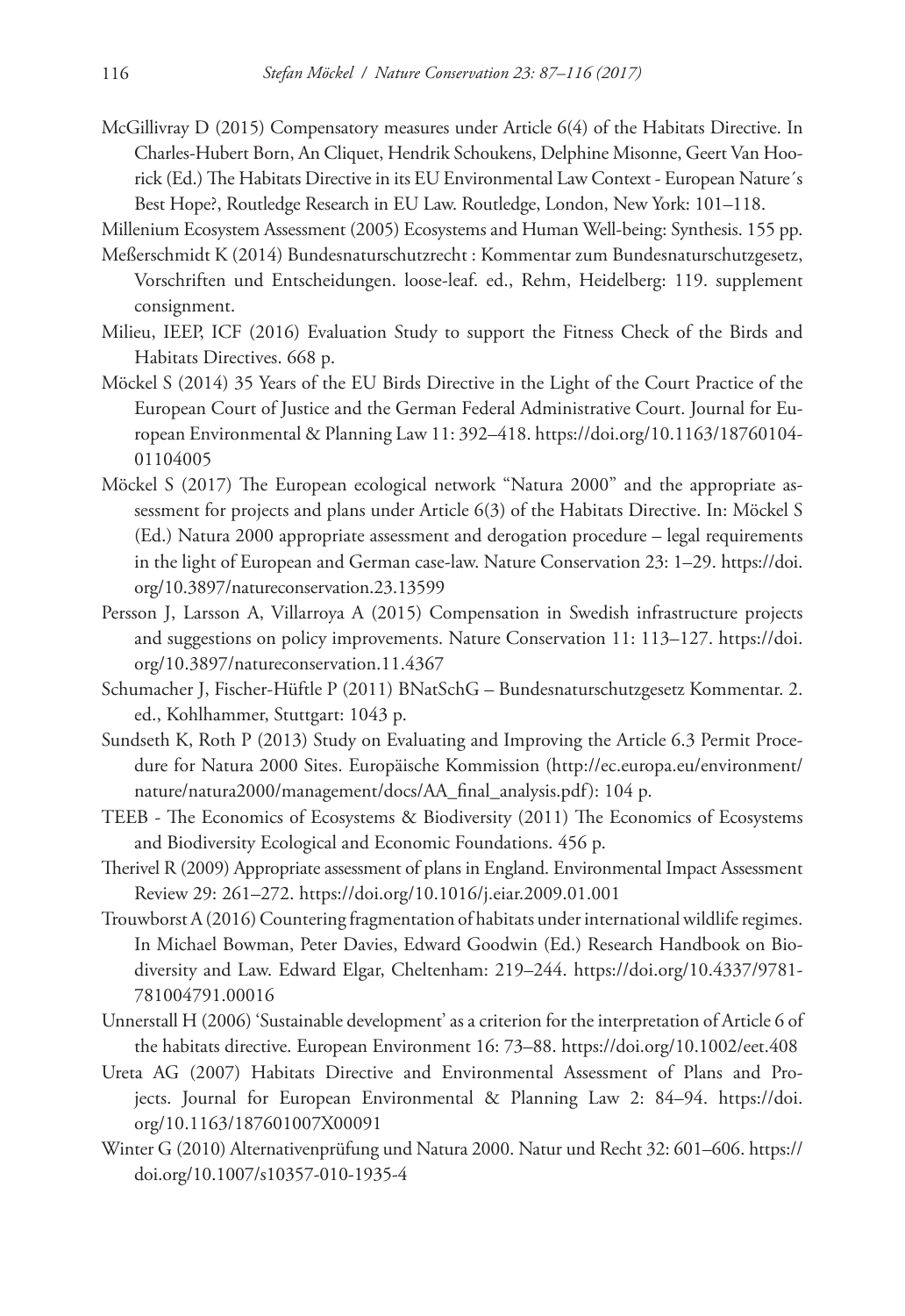McGillivray D (2015) Compensatory measures under Article 6(4) of the Habitats Directive. In Charles-Hubert Born, An Cliquet, Hendrik Schoukens, Delphine Misonne, Geert Van Hoorick (Ed.) The Habitats Directive in its EU Environmental Law Context - European Nature´s Best Hope?, Routledge Research in EU Law. Routledge, London, New York: 101–118.

Millenium Ecosystem Assessment (2005) Ecosystems and Human Well-being: Synthesis. 155 pp.

Meßerschmidt K (2014) Bundesnaturschutzrecht : Kommentar zum Bundesnaturschutzgesetz, Vorschriften und Entscheidungen. loose-leaf. ed., Rehm, Heidelberg: 119. supplement consignment.

Milieu, IEEP, ICF (2016) Evaluation Study to support the Fitness Check of the Birds and Habitats Directives. 668 p.

Möckel S (2014) 35 Years of the EU Birds Directive in the Light of the Court Practice of the European Court of Justice and the German Federal Administrative Court. Journal for European Environmental & Planning Law 11: 392–418. https://doi.org/10.1163/18760104-01104005

Möckel S (2017) The European ecological network "Natura 2000" and the appropriate assessment for projects and plans under Article 6(3) of the Habitats Directive. In: Möckel S (Ed.) Natura 2000 appropriate assessment and derogation procedure – legal requirements in the light of European and German case-law. Nature Conservation 23: 1–29. https://doi.org/10.3897/natureconservation.23.13599

Persson J, Larsson A, Villarroya A (2015) Compensation in Swedish infrastructure projects and suggestions on policy improvements. Nature Conservation 11: 113–127. https://doi.org/10.3897/natureconservation.11.4367

Schumacher J, Fischer-Hüftle P (2011) BNatSchG – Bundesnaturschutzgesetz Kommentar. 2. ed., Kohlhammer, Stuttgart: 1043 p.

Sundseth K, Roth P (2013) Study on Evaluating and Improving the Article 6.3 Permit Procedure for Natura 2000 Sites. Europäische Kommission (http://ec.europa.eu/environment/nature/natura2000/management/docs/AA_final_analysis.pdf): 104 p.

TEEB - The Economics of Ecosystems & Biodiversity (2011) The Economics of Ecosystems and Biodiversity Ecological and Economic Foundations. 456 p.

Therivel R (2009) Appropriate assessment of plans in England. Environmental Impact Assessment Review 29: 261–272. https://doi.org/10.1016/j.eiar.2009.01.001

Trouwborst A (2016) Countering fragmentation of habitats under international wildlife regimes. In Michael Bowman, Peter Davies, Edward Goodwin (Ed.) Research Handbook on Biodiversity and Law. Edward Elgar, Cheltenham: 219–244. https://doi.org/10.4337/9781781004791.00016

Unnerstall H (2006) 'Sustainable development' as a criterion for the interpretation of Article 6 of the habitats directive. European Environment 16: 73–88. https://doi.org/10.1002/eet.408

Ureta AG (2007) Habitats Directive and Environmental Assessment of Plans and Projects. Journal for European Environmental & Planning Law 2: 84–94. https://doi.org/10.1163/187601007X00091

Winter G (2010) Alternativenprüfung und Natura 2000. Natur und Recht 32: 601–606. https://doi.org/10.1007/s10357-010-1935-4